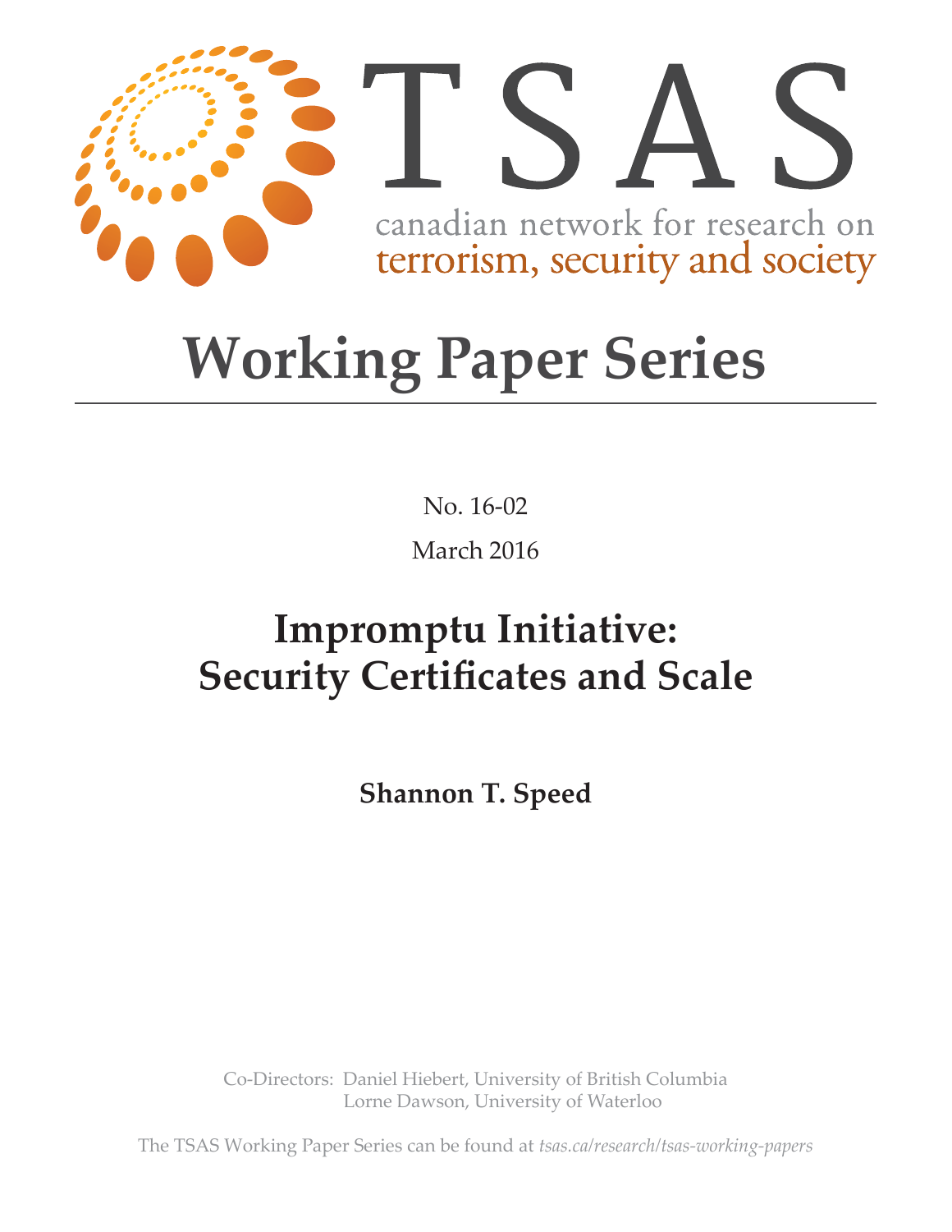# TSAS

canadian network for research on
terrorism, security and society

# Working Paper Series

No. 16-02

March 2016

## Impromptu Initiative: Security Certificates and Scale

**Shannon T. Speed**

Co-Directors: Daniel Hiebert, University of British Columbia
Lorne Dawson, University of Waterloo

The TSAS Working Paper Series can be found at *tsas.ca/research/tsas-working-papers*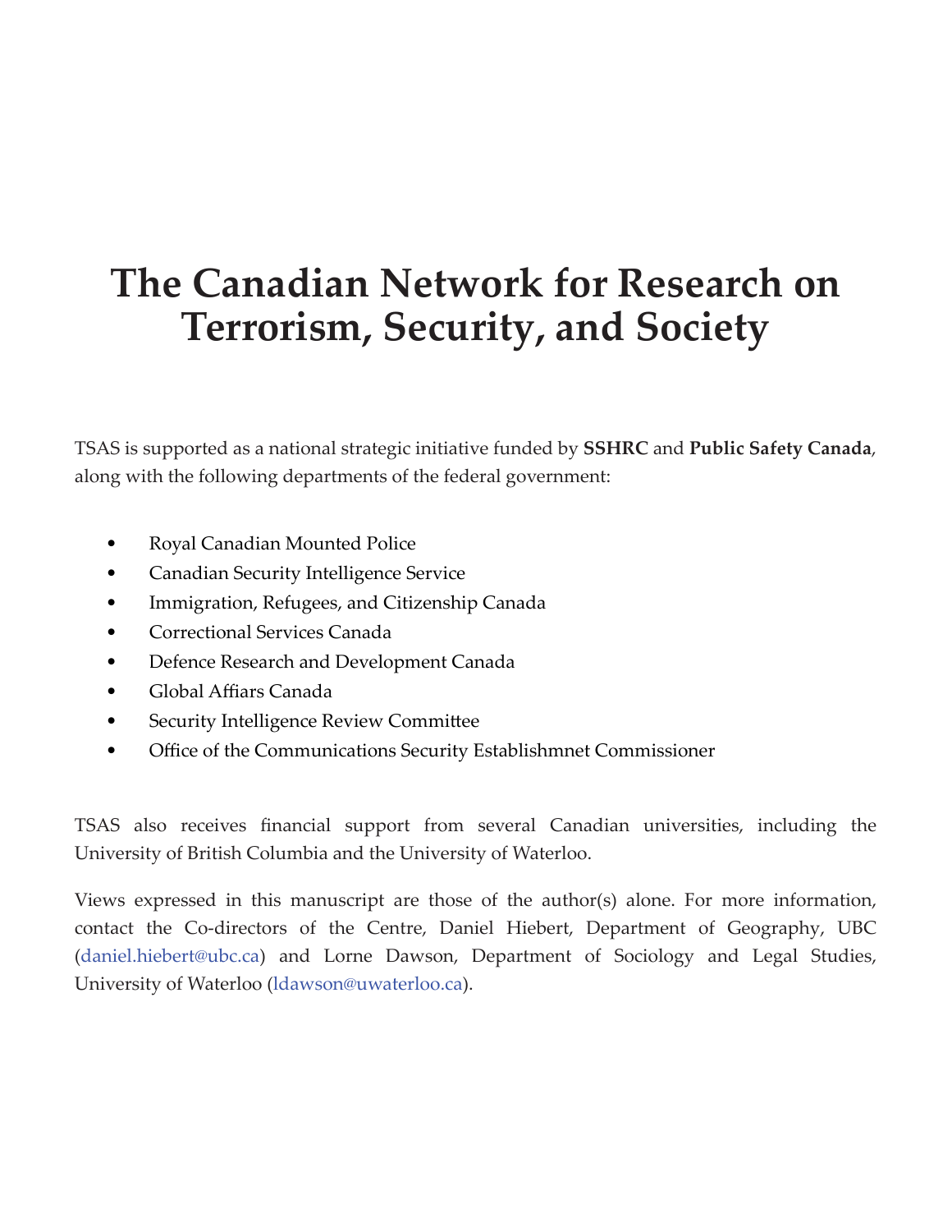# The Canadian Network for Research on Terrorism, Security, and Society

TSAS is supported as a national strategic initiative funded by **SSHRC** and **Public Safety Canada**, along with the following departments of the federal government:

- Royal Canadian Mounted Police
- Canadian Security Intelligence Service
- Immigration, Refugees, and Citizenship Canada
- Correctional Services Canada
- Defence Research and Development Canada
- Global Affiars Canada
- Security Intelligence Review Committee
- Office of the Communications Security Establishmnet Commissioner

TSAS also receives financial support from several Canadian universities, including the University of British Columbia and the University of Waterloo.

Views expressed in this manuscript are those of the author(s) alone. For more information, contact the Co-directors of the Centre, Daniel Hiebert, Department of Geography, UBC (daniel.hiebert@ubc.ca) and Lorne Dawson, Department of Sociology and Legal Studies, University of Waterloo (ldawson@uwaterloo.ca).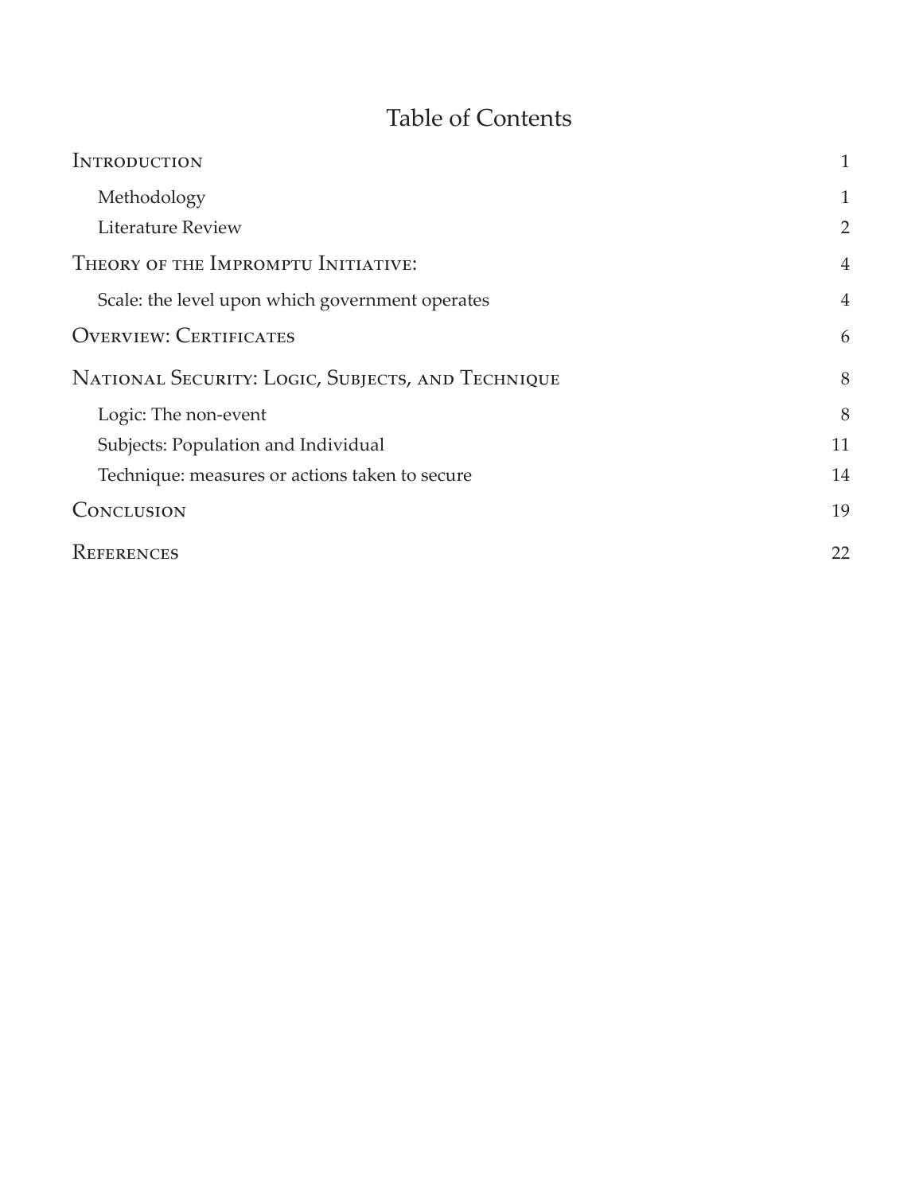# Table of Contents

| | |
|---|---|
| Introduction | 1 |
| Methodology | 1 |
| Literature Review | 2 |
| Theory of the Impromptu Initiative: | 4 |
| Scale: the level upon which government operates | 4 |
| Overview: Certificates | 6 |
| National Security: Logic, Subjects, and Technique | 8 |
| Logic: The non-event | 8 |
| Subjects: Population and Individual | 11 |
| Technique: measures or actions taken to secure | 14 |
| Conclusion | 19 |
| References | 22 |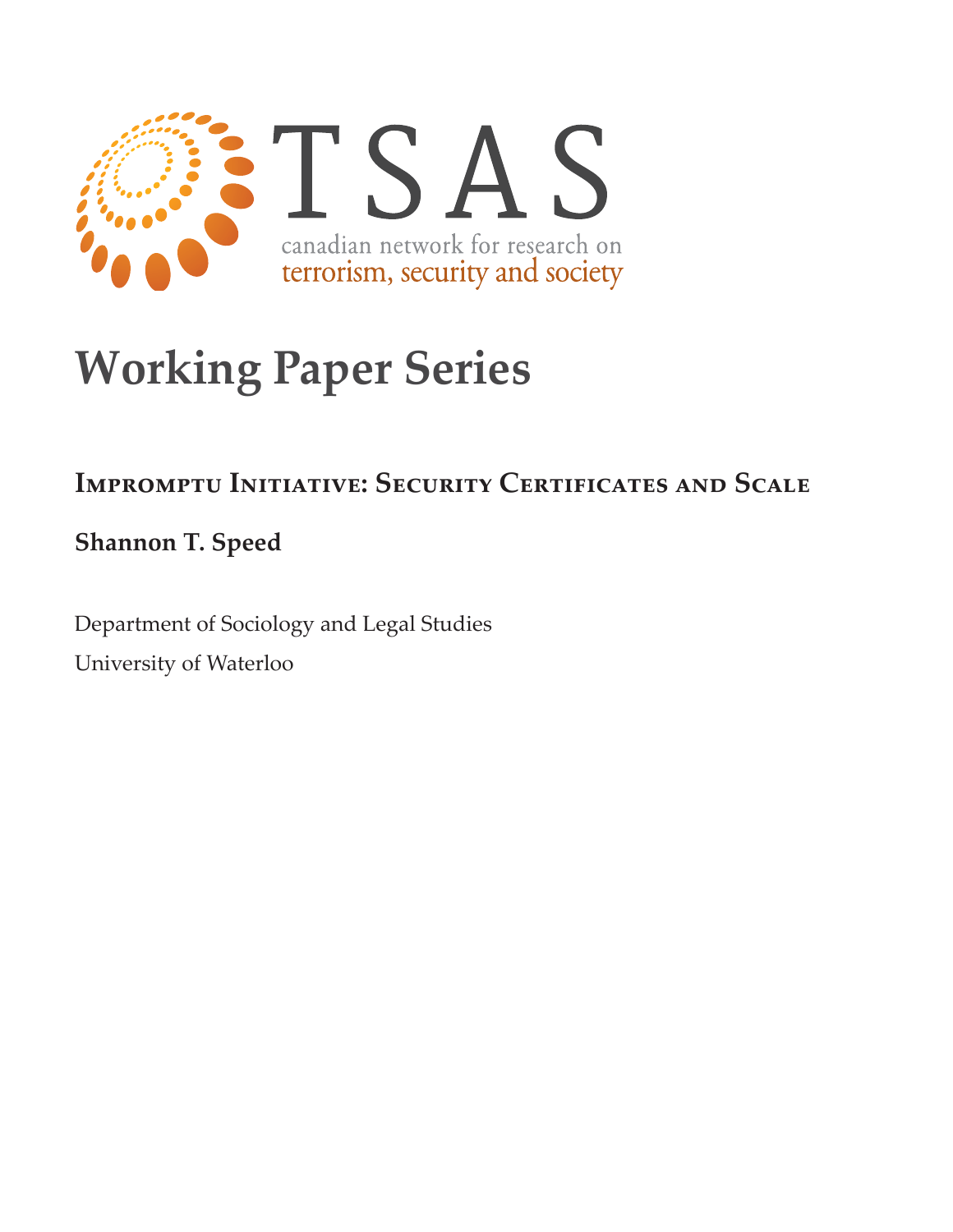TSAS

canadian network for research on terrorism, security and society

# Working Paper Series

## Impromptu Initiative: Security Certificates and Scale

**Shannon T. Speed**

Department of Sociology and Legal Studies

University of Waterloo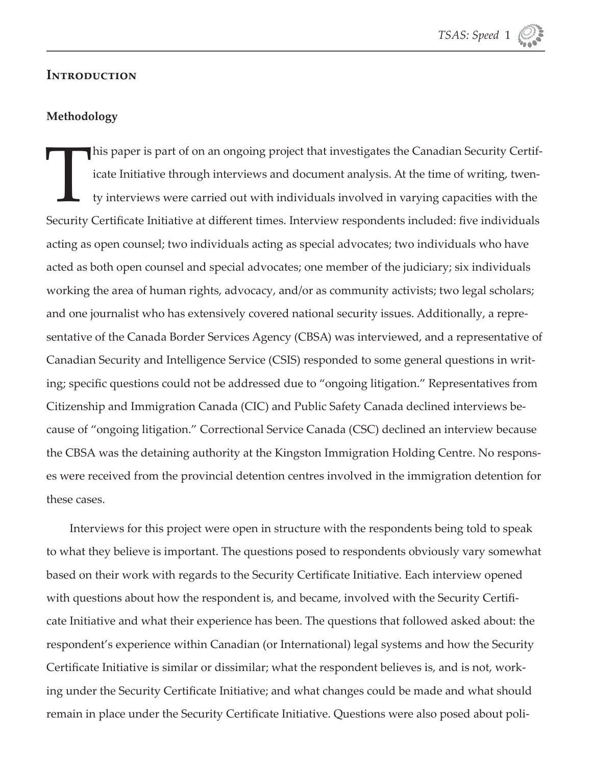## Introduction

### Methodology

This paper is part of on an ongoing project that investigates the Canadian Security Certificate Initiative through interviews and document analysis. At the time of writing, twenty interviews were carried out with individuals involved in varying capacities with the Security Certificate Initiative at different times. Interview respondents included: five individuals acting as open counsel; two individuals acting as special advocates; two individuals who have acted as both open counsel and special advocates; one member of the judiciary; six individuals working the area of human rights, advocacy, and/or as community activists; two legal scholars; and one journalist who has extensively covered national security issues. Additionally, a representative of the Canada Border Services Agency (CBSA) was interviewed, and a representative of Canadian Security and Intelligence Service (CSIS) responded to some general questions in writing; specific questions could not be addressed due to "ongoing litigation." Representatives from Citizenship and Immigration Canada (CIC) and Public Safety Canada declined interviews because of "ongoing litigation." Correctional Service Canada (CSC) declined an interview because the CBSA was the detaining authority at the Kingston Immigration Holding Centre. No responses were received from the provincial detention centres involved in the immigration detention for these cases.

Interviews for this project were open in structure with the respondents being told to speak to what they believe is important. The questions posed to respondents obviously vary somewhat based on their work with regards to the Security Certificate Initiative. Each interview opened with questions about how the respondent is, and became, involved with the Security Certificate Initiative and what their experience has been. The questions that followed asked about: the respondent's experience within Canadian (or International) legal systems and how the Security Certificate Initiative is similar or dissimilar; what the respondent believes is, and is not, working under the Security Certificate Initiative; and what changes could be made and what should remain in place under the Security Certificate Initiative. Questions were also posed about poli-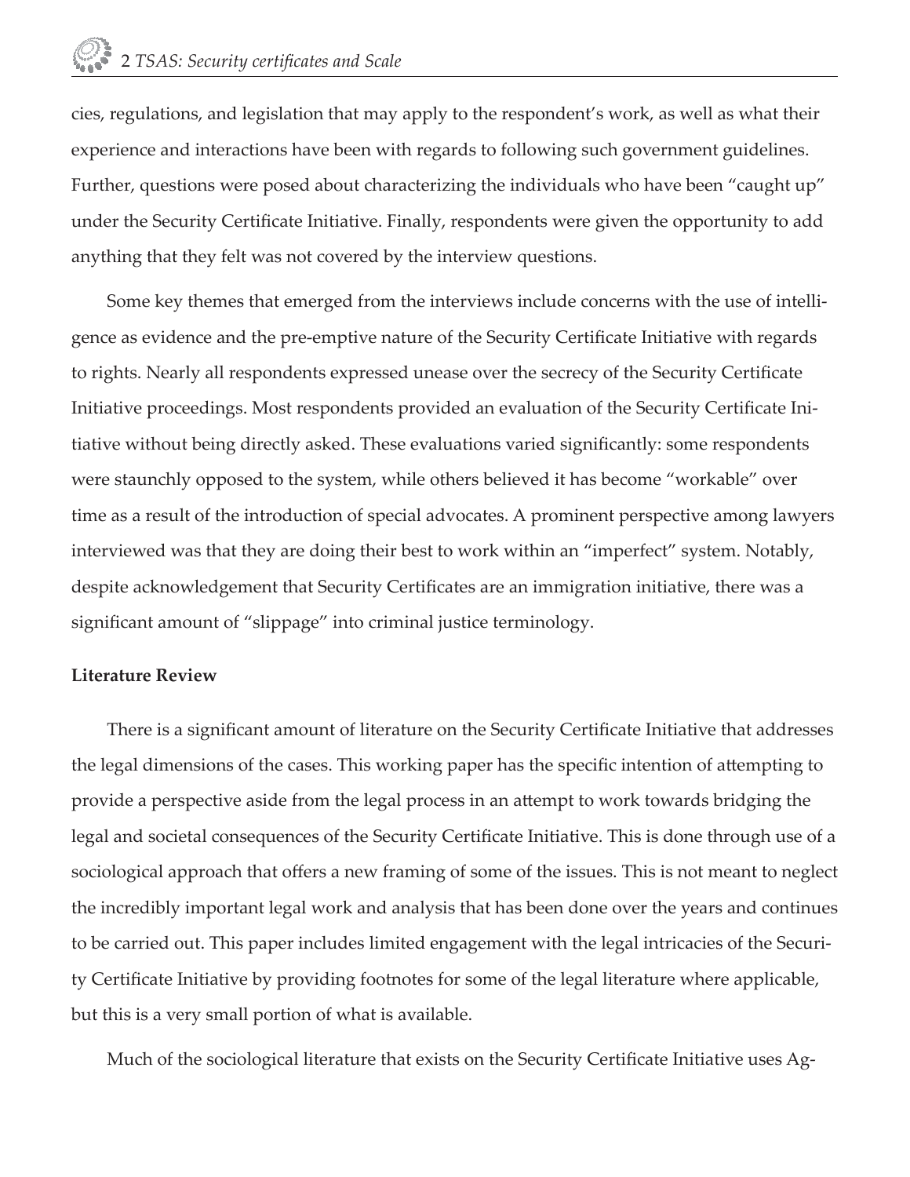cies, regulations, and legislation that may apply to the respondent's work, as well as what their experience and interactions have been with regards to following such government guidelines. Further, questions were posed about characterizing the individuals who have been "caught up" under the Security Certificate Initiative. Finally, respondents were given the opportunity to add anything that they felt was not covered by the interview questions.

Some key themes that emerged from the interviews include concerns with the use of intelligence as evidence and the pre-emptive nature of the Security Certificate Initiative with regards to rights. Nearly all respondents expressed unease over the secrecy of the Security Certificate Initiative proceedings. Most respondents provided an evaluation of the Security Certificate Initiative without being directly asked. These evaluations varied significantly: some respondents were staunchly opposed to the system, while others believed it has become "workable" over time as a result of the introduction of special advocates. A prominent perspective among lawyers interviewed was that they are doing their best to work within an "imperfect" system. Notably, despite acknowledgement that Security Certificates are an immigration initiative, there was a significant amount of "slippage" into criminal justice terminology.

**Literature Review**

There is a significant amount of literature on the Security Certificate Initiative that addresses the legal dimensions of the cases. This working paper has the specific intention of attempting to provide a perspective aside from the legal process in an attempt to work towards bridging the legal and societal consequences of the Security Certificate Initiative. This is done through use of a sociological approach that offers a new framing of some of the issues. This is not meant to neglect the incredibly important legal work and analysis that has been done over the years and continues to be carried out. This paper includes limited engagement with the legal intricacies of the Security Certificate Initiative by providing footnotes for some of the legal literature where applicable, but this is a very small portion of what is available.

Much of the sociological literature that exists on the Security Certificate Initiative uses Ag-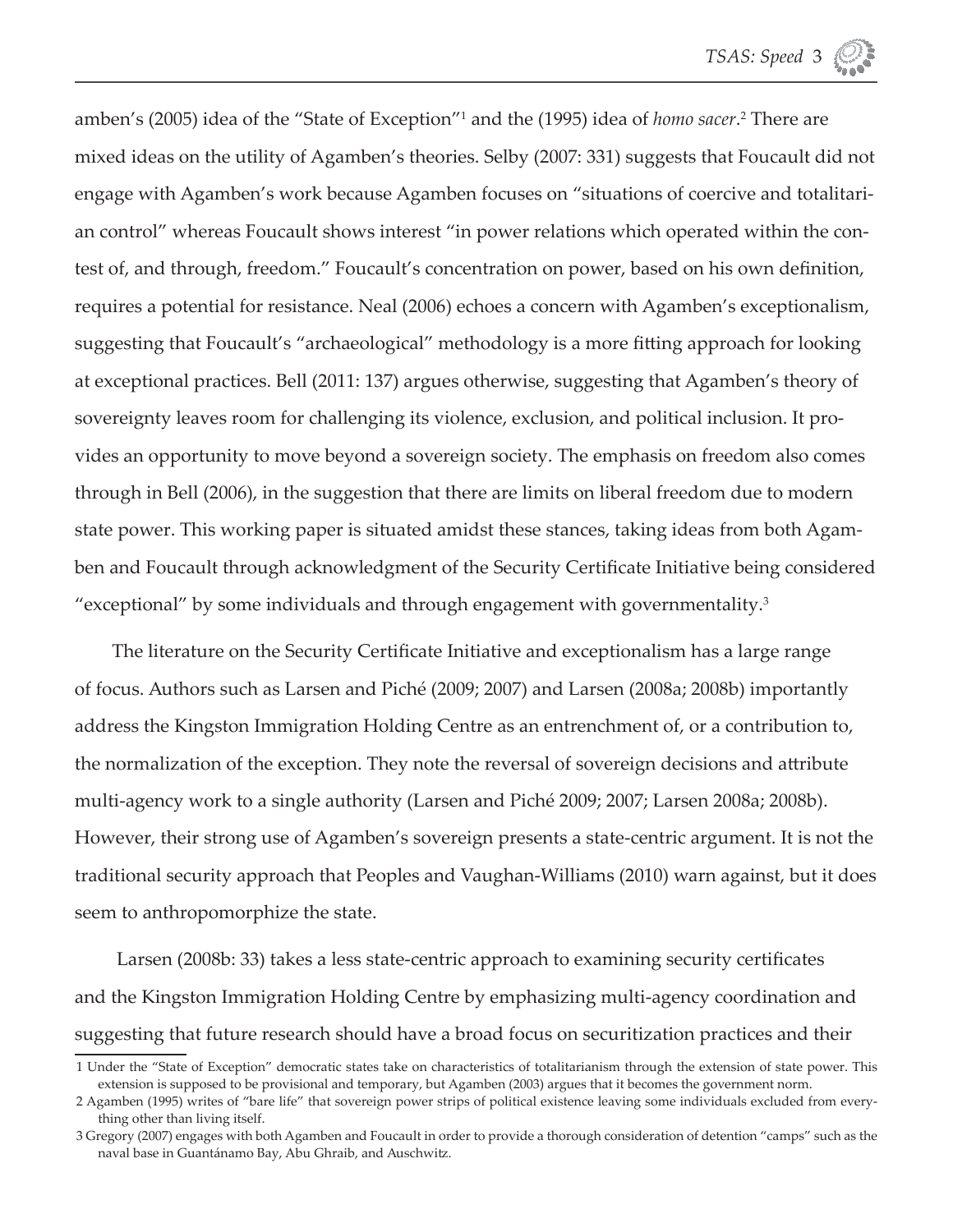amben's (2005) idea of the "State of Exception"[1] and the (1995) idea of *homo sacer*.[2] There are mixed ideas on the utility of Agamben's theories. Selby (2007: 331) suggests that Foucault did not engage with Agamben's work because Agamben focuses on "situations of coercive and totalitarian control" whereas Foucault shows interest "in power relations which operated within the contest of, and through, freedom." Foucault's concentration on power, based on his own definition, requires a potential for resistance. Neal (2006) echoes a concern with Agamben's exceptionalism, suggesting that Foucault's "archaeological" methodology is a more fitting approach for looking at exceptional practices. Bell (2011: 137) argues otherwise, suggesting that Agamben's theory of sovereignty leaves room for challenging its violence, exclusion, and political inclusion. It provides an opportunity to move beyond a sovereign society. The emphasis on freedom also comes through in Bell (2006), in the suggestion that there are limits on liberal freedom due to modern state power. This working paper is situated amidst these stances, taking ideas from both Agamben and Foucault through acknowledgment of the Security Certificate Initiative being considered "exceptional" by some individuals and through engagement with governmentality.[3]

The literature on the Security Certificate Initiative and exceptionalism has a large range of focus. Authors such as Larsen and Piché (2009; 2007) and Larsen (2008a; 2008b) importantly address the Kingston Immigration Holding Centre as an entrenchment of, or a contribution to, the normalization of the exception. They note the reversal of sovereign decisions and attribute multi-agency work to a single authority (Larsen and Piché 2009; 2007; Larsen 2008a; 2008b). However, their strong use of Agamben's sovereign presents a state-centric argument. It is not the traditional security approach that Peoples and Vaughan-Williams (2010) warn against, but it does seem to anthropomorphize the state.

Larsen (2008b: 33) takes a less state-centric approach to examining security certificates and the Kingston Immigration Holding Centre by emphasizing multi-agency coordination and suggesting that future research should have a broad focus on securitization practices and their

1 Under the "State of Exception" democratic states take on characteristics of totalitarianism through the extension of state power. This extension is supposed to be provisional and temporary, but Agamben (2003) argues that it becomes the government norm.

2 Agamben (1995) writes of "bare life" that sovereign power strips of political existence leaving some individuals excluded from everything other than living itself.

3 Gregory (2007) engages with both Agamben and Foucault in order to provide a thorough consideration of detention "camps" such as the naval base in Guantánamo Bay, Abu Ghraib, and Auschwitz.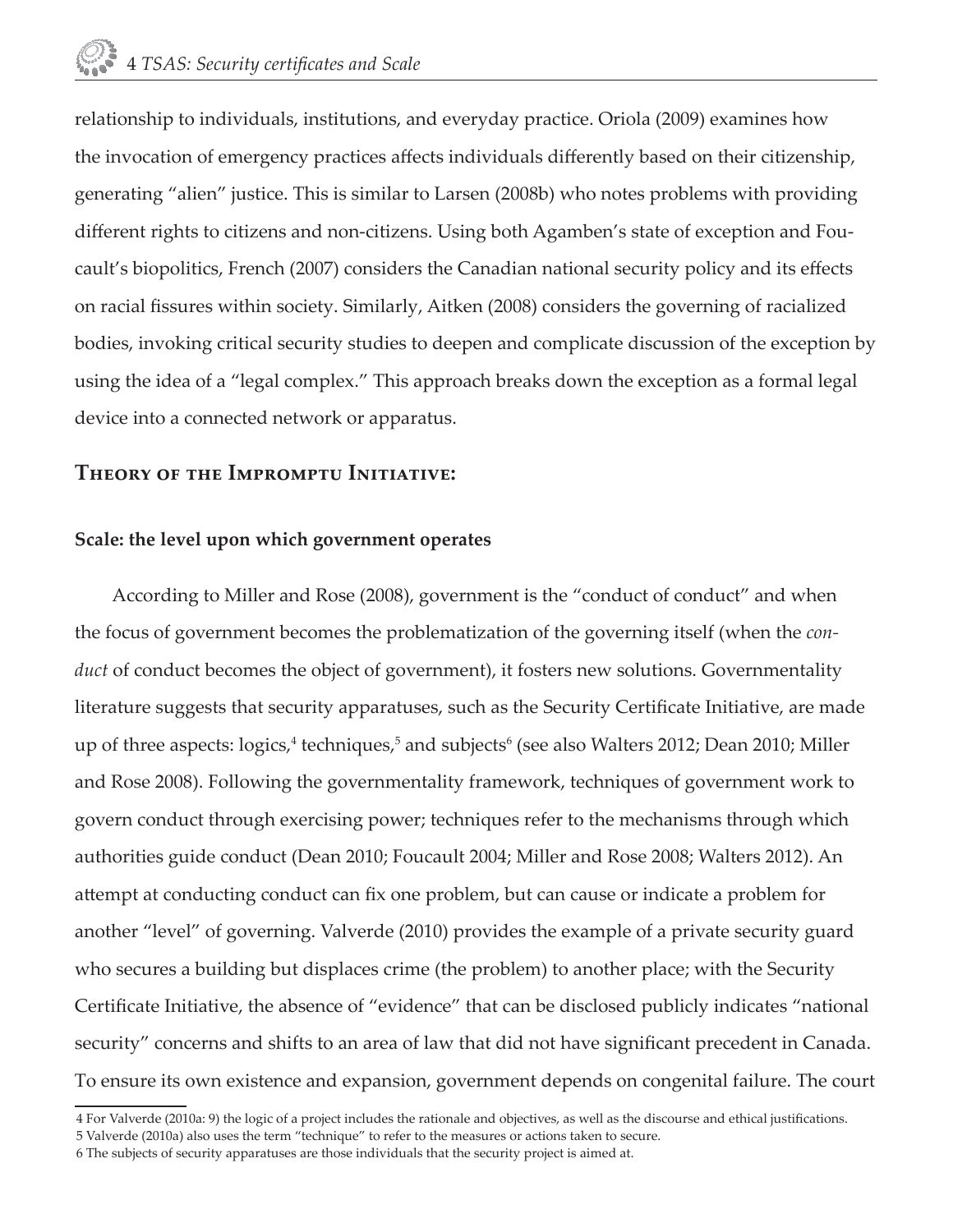relationship to individuals, institutions, and everyday practice. Oriola (2009) examines how the invocation of emergency practices affects individuals differently based on their citizenship, generating "alien" justice. This is similar to Larsen (2008b) who notes problems with providing different rights to citizens and non-citizens. Using both Agamben's state of exception and Foucault's biopolitics, French (2007) considers the Canadian national security policy and its effects on racial fissures within society. Similarly, Aitken (2008) considers the governing of racialized bodies, invoking critical security studies to deepen and complicate discussion of the exception by using the idea of a "legal complex." This approach breaks down the exception as a formal legal device into a connected network or apparatus.

## Theory of the Impromptu Initiative:

### Scale: the level upon which government operates

According to Miller and Rose (2008), government is the "conduct of conduct" and when the focus of government becomes the problematization of the governing itself (when the *conduct* of conduct becomes the object of government), it fosters new solutions. Governmentality literature suggests that security apparatuses, such as the Security Certificate Initiative, are made up of three aspects: logics,[4] techniques,[5] and subjects[6] (see also Walters 2012; Dean 2010; Miller and Rose 2008). Following the governmentality framework, techniques of government work to govern conduct through exercising power; techniques refer to the mechanisms through which authorities guide conduct (Dean 2010; Foucault 2004; Miller and Rose 2008; Walters 2012). An attempt at conducting conduct can fix one problem, but can cause or indicate a problem for another "level" of governing. Valverde (2010) provides the example of a private security guard who secures a building but displaces crime (the problem) to another place; with the Security Certificate Initiative, the absence of "evidence" that can be disclosed publicly indicates "national security" concerns and shifts to an area of law that did not have significant precedent in Canada. To ensure its own existence and expansion, government depends on congenital failure. The court

4 For Valverde (2010a: 9) the logic of a project includes the rationale and objectives, as well as the discourse and ethical justifications.

5 Valverde (2010a) also uses the term "technique" to refer to the measures or actions taken to secure.

6 The subjects of security apparatuses are those individuals that the security project is aimed at.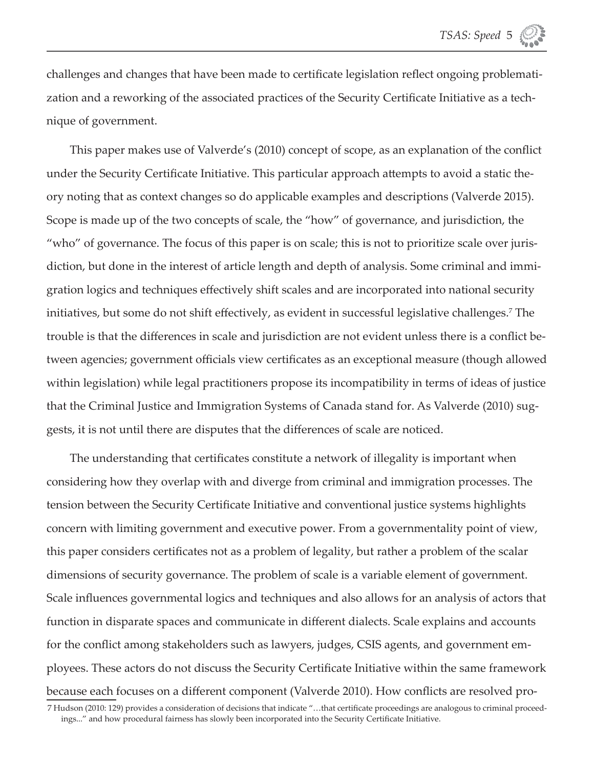challenges and changes that have been made to certificate legislation reflect ongoing problematization and a reworking of the associated practices of the Security Certificate Initiative as a technique of government.

This paper makes use of Valverde's (2010) concept of scope, as an explanation of the conflict under the Security Certificate Initiative. This particular approach attempts to avoid a static theory noting that as context changes so do applicable examples and descriptions (Valverde 2015). Scope is made up of the two concepts of scale, the "how" of governance, and jurisdiction, the "who" of governance. The focus of this paper is on scale; this is not to prioritize scale over jurisdiction, but done in the interest of article length and depth of analysis. Some criminal and immigration logics and techniques effectively shift scales and are incorporated into national security initiatives, but some do not shift effectively, as evident in successful legislative challenges.[7] The trouble is that the differences in scale and jurisdiction are not evident unless there is a conflict between agencies; government officials view certificates as an exceptional measure (though allowed within legislation) while legal practitioners propose its incompatibility in terms of ideas of justice that the Criminal Justice and Immigration Systems of Canada stand for. As Valverde (2010) suggests, it is not until there are disputes that the differences of scale are noticed.

The understanding that certificates constitute a network of illegality is important when considering how they overlap with and diverge from criminal and immigration processes. The tension between the Security Certificate Initiative and conventional justice systems highlights concern with limiting government and executive power. From a governmentality point of view, this paper considers certificates not as a problem of legality, but rather a problem of the scalar dimensions of security governance. The problem of scale is a variable element of government. Scale influences governmental logics and techniques and also allows for an analysis of actors that function in disparate spaces and communicate in different dialects. Scale explains and accounts for the conflict among stakeholders such as lawyers, judges, CSIS agents, and government employees. These actors do not discuss the Security Certificate Initiative within the same framework because each focuses on a different component (Valverde 2010). How conflicts are resolved pro-

7 Hudson (2010: 129) provides a consideration of decisions that indicate "…that certificate proceedings are analogous to criminal proceedings..." and how procedural fairness has slowly been incorporated into the Security Certificate Initiative.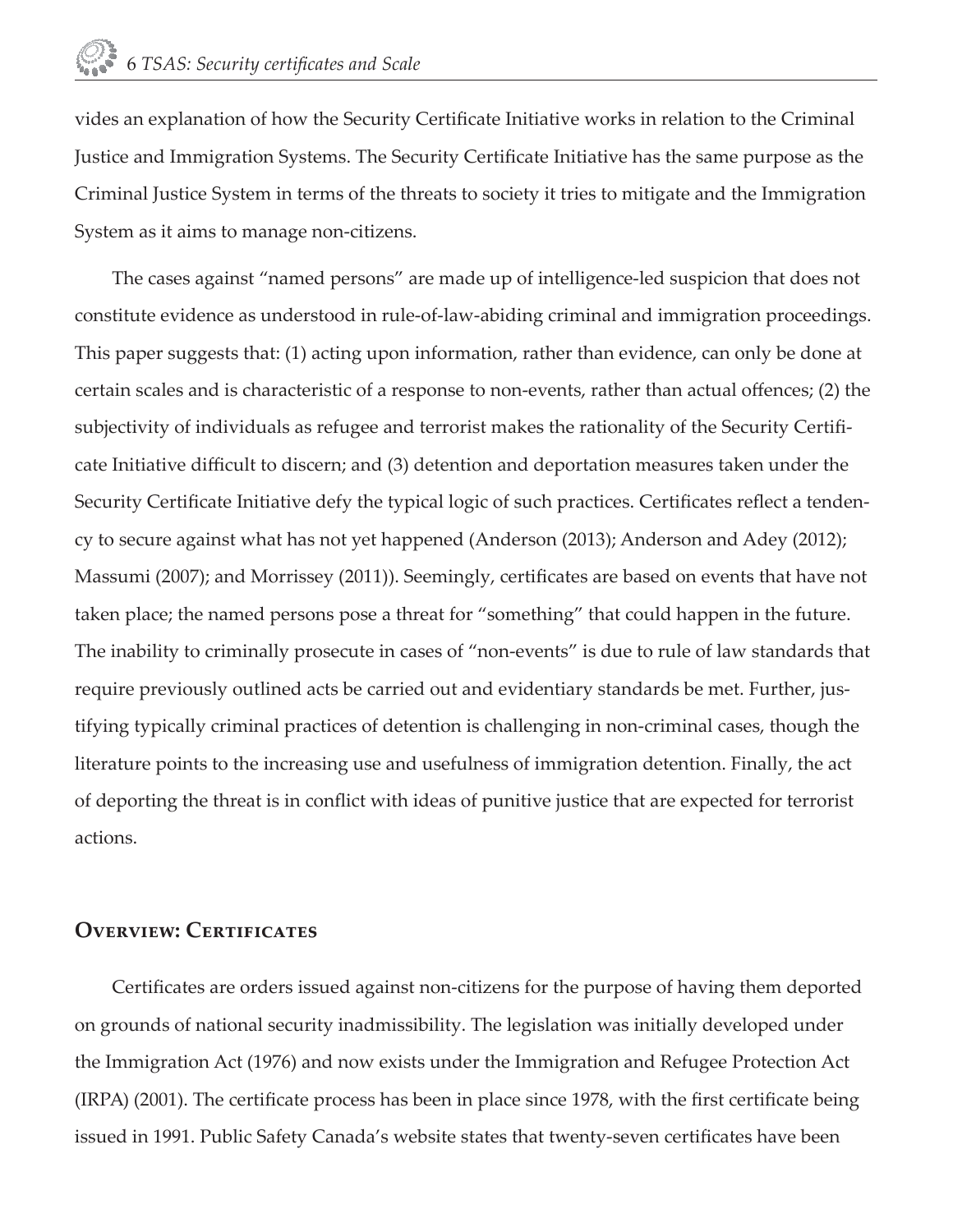vides an explanation of how the Security Certificate Initiative works in relation to the Criminal Justice and Immigration Systems. The Security Certificate Initiative has the same purpose as the Criminal Justice System in terms of the threats to society it tries to mitigate and the Immigration System as it aims to manage non-citizens.

The cases against "named persons" are made up of intelligence-led suspicion that does not constitute evidence as understood in rule-of-law-abiding criminal and immigration proceedings. This paper suggests that: (1) acting upon information, rather than evidence, can only be done at certain scales and is characteristic of a response to non-events, rather than actual offences; (2) the subjectivity of individuals as refugee and terrorist makes the rationality of the Security Certificate Initiative difficult to discern; and (3) detention and deportation measures taken under the Security Certificate Initiative defy the typical logic of such practices. Certificates reflect a tendency to secure against what has not yet happened (Anderson (2013); Anderson and Adey (2012); Massumi (2007); and Morrissey (2011)). Seemingly, certificates are based on events that have not taken place; the named persons pose a threat for "something" that could happen in the future. The inability to criminally prosecute in cases of "non-events" is due to rule of law standards that require previously outlined acts be carried out and evidentiary standards be met. Further, justifying typically criminal practices of detention is challenging in non-criminal cases, though the literature points to the increasing use and usefulness of immigration detention. Finally, the act of deporting the threat is in conflict with ideas of punitive justice that are expected for terrorist actions.

## Overview: Certificates

Certificates are orders issued against non-citizens for the purpose of having them deported on grounds of national security inadmissibility. The legislation was initially developed under the Immigration Act (1976) and now exists under the Immigration and Refugee Protection Act (IRPA) (2001). The certificate process has been in place since 1978, with the first certificate being issued in 1991. Public Safety Canada's website states that twenty-seven certificates have been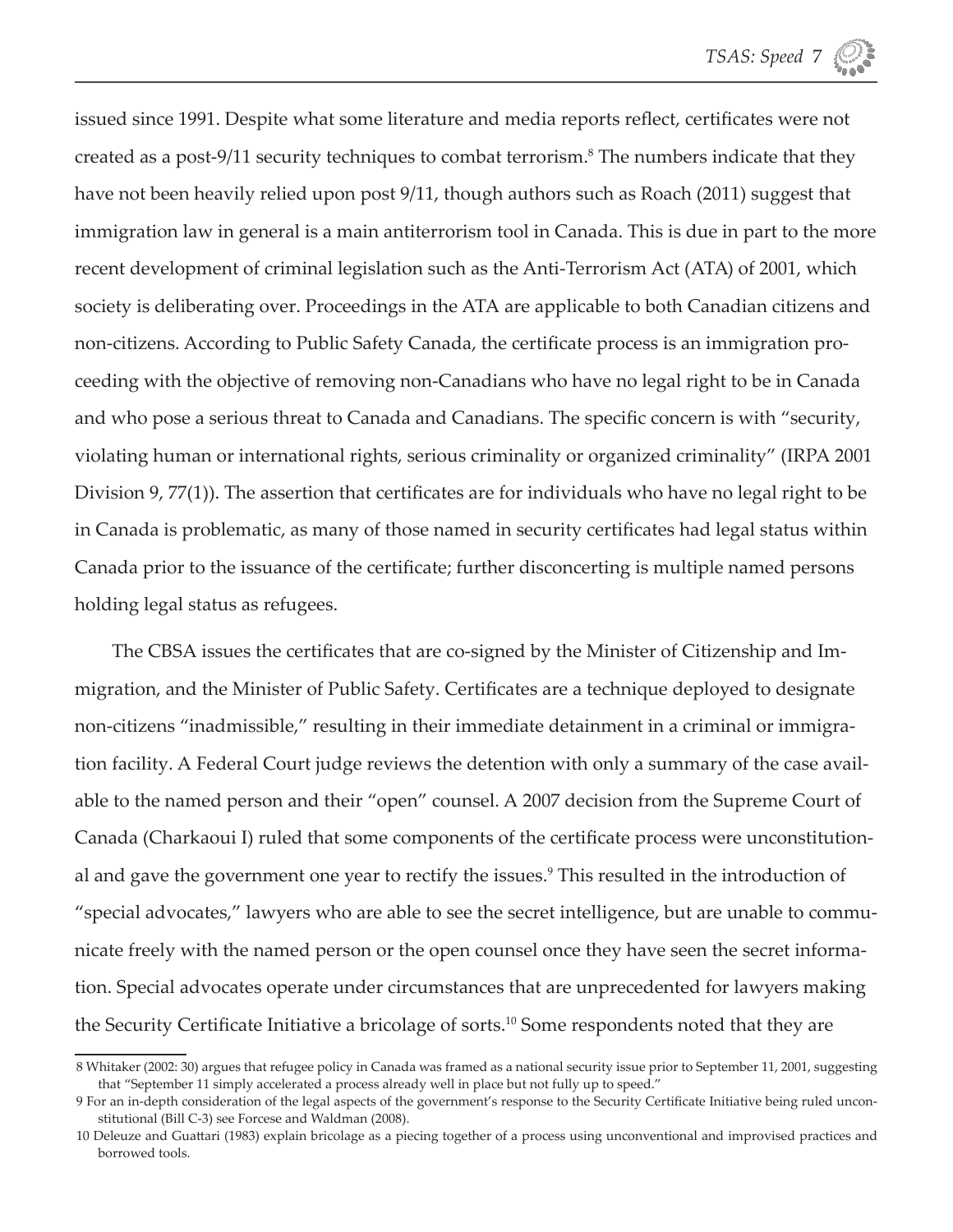issued since 1991. Despite what some literature and media reports reflect, certificates were not created as a post-9/11 security techniques to combat terrorism.[8] The numbers indicate that they have not been heavily relied upon post 9/11, though authors such as Roach (2011) suggest that immigration law in general is a main antiterrorism tool in Canada. This is due in part to the more recent development of criminal legislation such as the Anti-Terrorism Act (ATA) of 2001, which society is deliberating over. Proceedings in the ATA are applicable to both Canadian citizens and non-citizens. According to Public Safety Canada, the certificate process is an immigration proceeding with the objective of removing non-Canadians who have no legal right to be in Canada and who pose a serious threat to Canada and Canadians. The specific concern is with "security, violating human or international rights, serious criminality or organized criminality" (IRPA 2001 Division 9, 77(1)). The assertion that certificates are for individuals who have no legal right to be in Canada is problematic, as many of those named in security certificates had legal status within Canada prior to the issuance of the certificate; further disconcerting is multiple named persons holding legal status as refugees.

The CBSA issues the certificates that are co-signed by the Minister of Citizenship and Immigration, and the Minister of Public Safety. Certificates are a technique deployed to designate non-citizens "inadmissible," resulting in their immediate detainment in a criminal or immigration facility. A Federal Court judge reviews the detention with only a summary of the case available to the named person and their "open" counsel. A 2007 decision from the Supreme Court of Canada (Charkaoui I) ruled that some components of the certificate process were unconstitutional and gave the government one year to rectify the issues.[9] This resulted in the introduction of "special advocates," lawyers who are able to see the secret intelligence, but are unable to communicate freely with the named person or the open counsel once they have seen the secret information. Special advocates operate under circumstances that are unprecedented for lawyers making the Security Certificate Initiative a bricolage of sorts.[10] Some respondents noted that they are

---

8 Whitaker (2002: 30) argues that refugee policy in Canada was framed as a national security issue prior to September 11, 2001, suggesting that "September 11 simply accelerated a process already well in place but not fully up to speed."

9 For an in-depth consideration of the legal aspects of the government's response to the Security Certificate Initiative being ruled unconstitutional (Bill C-3) see Forcese and Waldman (2008).

10 Deleuze and Guattari (1983) explain bricolage as a piecing together of a process using unconventional and improvised practices and borrowed tools.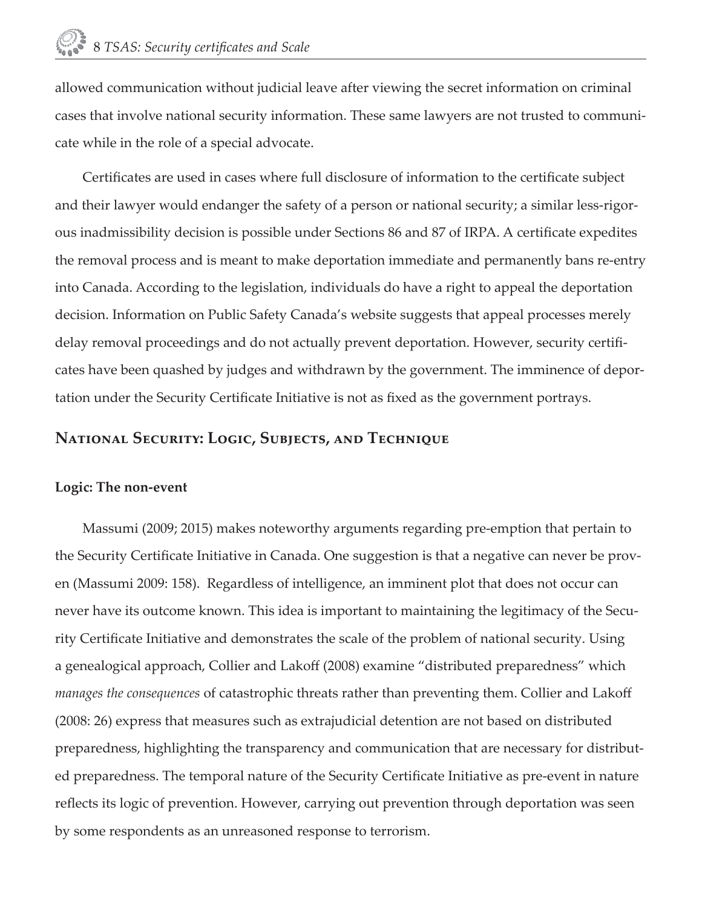allowed communication without judicial leave after viewing the secret information on criminal cases that involve national security information. These same lawyers are not trusted to communicate while in the role of a special advocate.

Certificates are used in cases where full disclosure of information to the certificate subject and their lawyer would endanger the safety of a person or national security; a similar less-rigorous inadmissibility decision is possible under Sections 86 and 87 of IRPA. A certificate expedites the removal process and is meant to make deportation immediate and permanently bans re-entry into Canada. According to the legislation, individuals do have a right to appeal the deportation decision. Information on Public Safety Canada's website suggests that appeal processes merely delay removal proceedings and do not actually prevent deportation. However, security certificates have been quashed by judges and withdrawn by the government. The imminence of deportation under the Security Certificate Initiative is not as fixed as the government portrays.

## National Security: Logic, Subjects, and Technique

### Logic: The non-event

Massumi (2009; 2015) makes noteworthy arguments regarding pre-emption that pertain to the Security Certificate Initiative in Canada. One suggestion is that a negative can never be proven (Massumi 2009: 158). Regardless of intelligence, an imminent plot that does not occur can never have its outcome known. This idea is important to maintaining the legitimacy of the Security Certificate Initiative and demonstrates the scale of the problem of national security. Using a genealogical approach, Collier and Lakoff (2008) examine "distributed preparedness" which *manages the consequences* of catastrophic threats rather than preventing them. Collier and Lakoff (2008: 26) express that measures such as extrajudicial detention are not based on distributed preparedness, highlighting the transparency and communication that are necessary for distributed preparedness. The temporal nature of the Security Certificate Initiative as pre-event in nature reflects its logic of prevention. However, carrying out prevention through deportation was seen by some respondents as an unreasoned response to terrorism.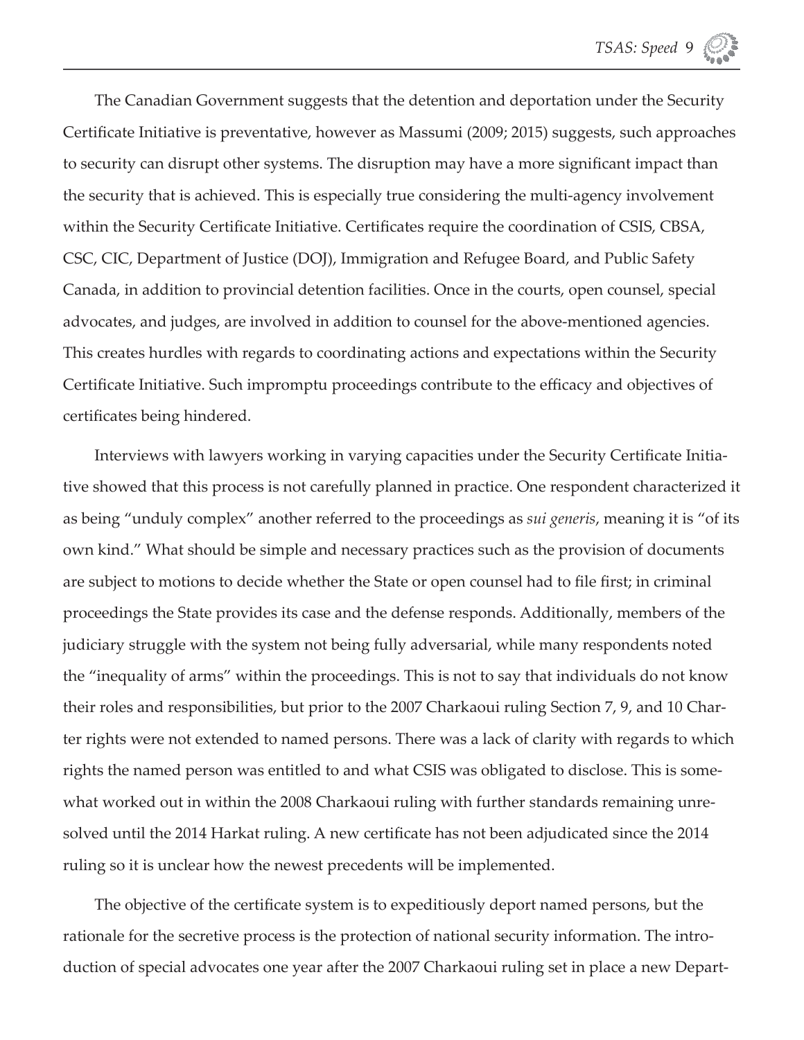The Canadian Government suggests that the detention and deportation under the Security Certificate Initiative is preventative, however as Massumi (2009; 2015) suggests, such approaches to security can disrupt other systems. The disruption may have a more significant impact than the security that is achieved. This is especially true considering the multi-agency involvement within the Security Certificate Initiative. Certificates require the coordination of CSIS, CBSA, CSC, CIC, Department of Justice (DOJ), Immigration and Refugee Board, and Public Safety Canada, in addition to provincial detention facilities. Once in the courts, open counsel, special advocates, and judges, are involved in addition to counsel for the above-mentioned agencies. This creates hurdles with regards to coordinating actions and expectations within the Security Certificate Initiative. Such impromptu proceedings contribute to the efficacy and objectives of certificates being hindered.

Interviews with lawyers working in varying capacities under the Security Certificate Initiative showed that this process is not carefully planned in practice. One respondent characterized it as being "unduly complex" another referred to the proceedings as *sui generis*, meaning it is "of its own kind." What should be simple and necessary practices such as the provision of documents are subject to motions to decide whether the State or open counsel had to file first; in criminal proceedings the State provides its case and the defense responds. Additionally, members of the judiciary struggle with the system not being fully adversarial, while many respondents noted the "inequality of arms" within the proceedings. This is not to say that individuals do not know their roles and responsibilities, but prior to the 2007 Charkaoui ruling Section 7, 9, and 10 Charter rights were not extended to named persons. There was a lack of clarity with regards to which rights the named person was entitled to and what CSIS was obligated to disclose. This is somewhat worked out in within the 2008 Charkaoui ruling with further standards remaining unresolved until the 2014 Harkat ruling. A new certificate has not been adjudicated since the 2014 ruling so it is unclear how the newest precedents will be implemented.

The objective of the certificate system is to expeditiously deport named persons, but the rationale for the secretive process is the protection of national security information. The introduction of special advocates one year after the 2007 Charkaoui ruling set in place a new Depart-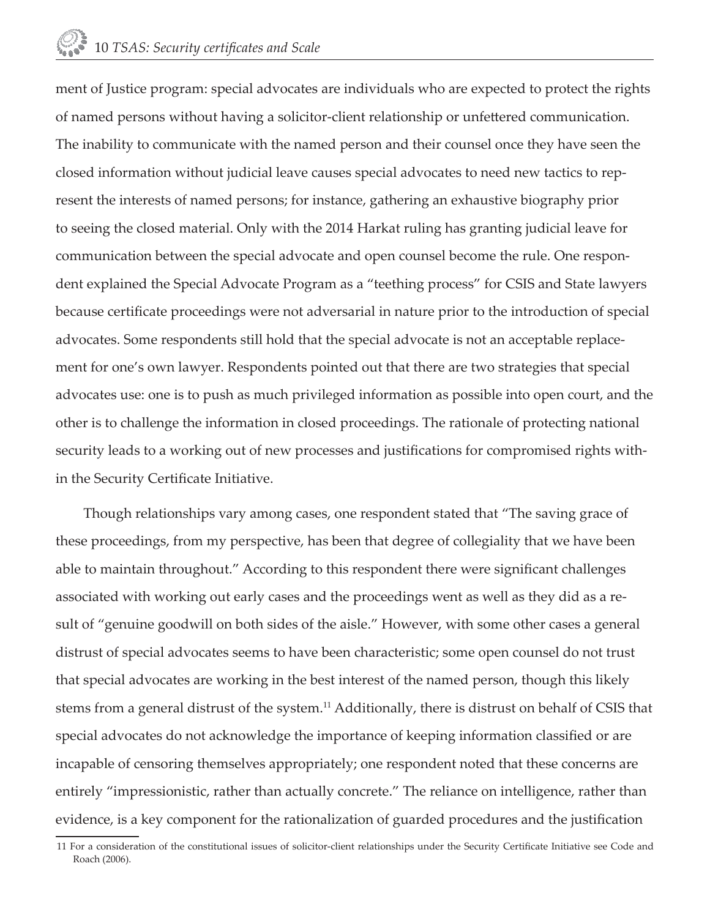ment of Justice program: special advocates are individuals who are expected to protect the rights of named persons without having a solicitor-client relationship or unfettered communication. The inability to communicate with the named person and their counsel once they have seen the closed information without judicial leave causes special advocates to need new tactics to represent the interests of named persons; for instance, gathering an exhaustive biography prior to seeing the closed material. Only with the 2014 Harkat ruling has granting judicial leave for communication between the special advocate and open counsel become the rule. One respondent explained the Special Advocate Program as a "teething process" for CSIS and State lawyers because certificate proceedings were not adversarial in nature prior to the introduction of special advocates. Some respondents still hold that the special advocate is not an acceptable replacement for one's own lawyer. Respondents pointed out that there are two strategies that special advocates use: one is to push as much privileged information as possible into open court, and the other is to challenge the information in closed proceedings. The rationale of protecting national security leads to a working out of new processes and justifications for compromised rights within the Security Certificate Initiative.

Though relationships vary among cases, one respondent stated that "The saving grace of these proceedings, from my perspective, has been that degree of collegiality that we have been able to maintain throughout." According to this respondent there were significant challenges associated with working out early cases and the proceedings went as well as they did as a result of "genuine goodwill on both sides of the aisle." However, with some other cases a general distrust of special advocates seems to have been characteristic; some open counsel do not trust that special advocates are working in the best interest of the named person, though this likely stems from a general distrust of the system.[11] Additionally, there is distrust on behalf of CSIS that special advocates do not acknowledge the importance of keeping information classified or are incapable of censoring themselves appropriately; one respondent noted that these concerns are entirely "impressionistic, rather than actually concrete." The reliance on intelligence, rather than evidence, is a key component for the rationalization of guarded procedures and the justification

[11] For a consideration of the constitutional issues of solicitor-client relationships under the Security Certificate Initiative see Code and Roach (2006).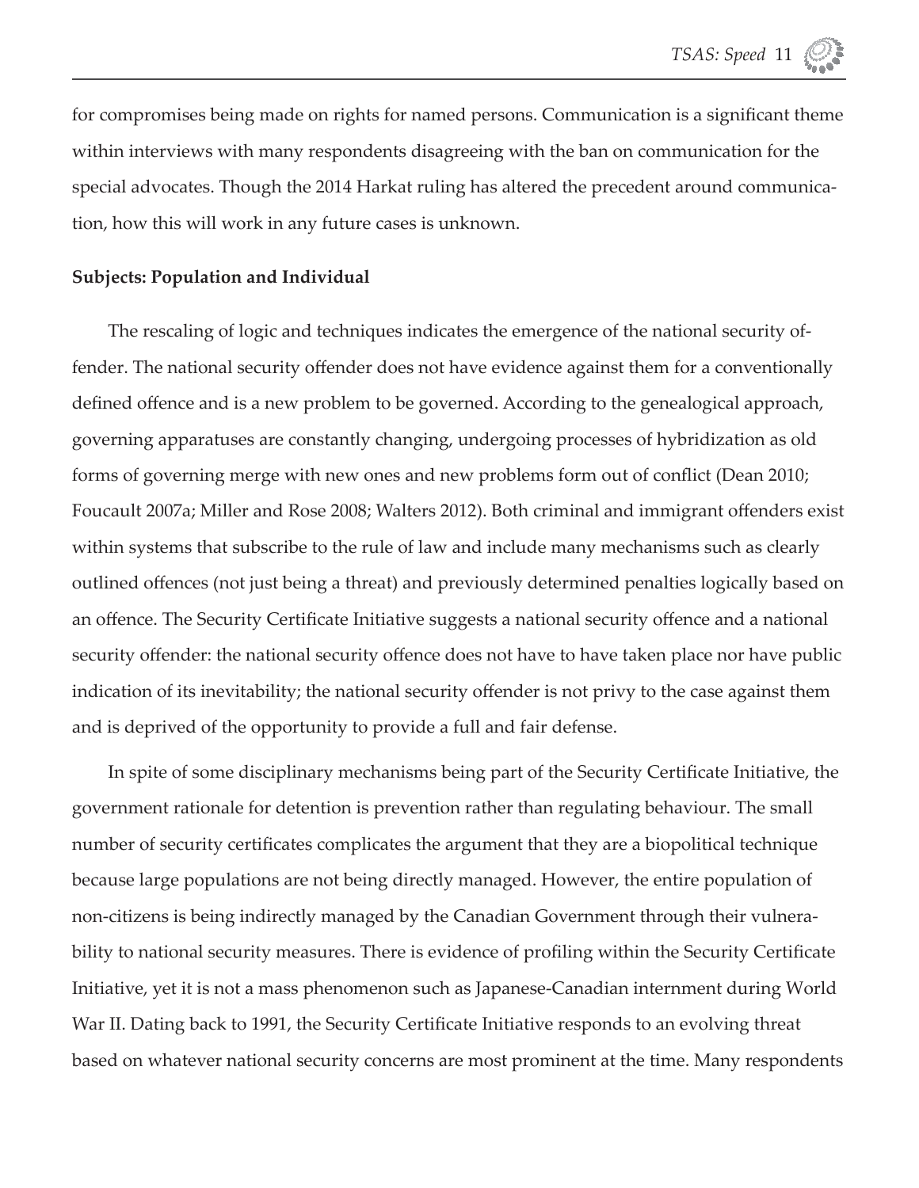for compromises being made on rights for named persons. Communication is a significant theme within interviews with many respondents disagreeing with the ban on communication for the special advocates. Though the 2014 Harkat ruling has altered the precedent around communication, how this will work in any future cases is unknown.

**Subjects: Population and Individual**

The rescaling of logic and techniques indicates the emergence of the national security offender. The national security offender does not have evidence against them for a conventionally defined offence and is a new problem to be governed. According to the genealogical approach, governing apparatuses are constantly changing, undergoing processes of hybridization as old forms of governing merge with new ones and new problems form out of conflict (Dean 2010; Foucault 2007a; Miller and Rose 2008; Walters 2012). Both criminal and immigrant offenders exist within systems that subscribe to the rule of law and include many mechanisms such as clearly outlined offences (not just being a threat) and previously determined penalties logically based on an offence. The Security Certificate Initiative suggests a national security offence and a national security offender: the national security offence does not have to have taken place nor have public indication of its inevitability; the national security offender is not privy to the case against them and is deprived of the opportunity to provide a full and fair defense.

In spite of some disciplinary mechanisms being part of the Security Certificate Initiative, the government rationale for detention is prevention rather than regulating behaviour. The small number of security certificates complicates the argument that they are a biopolitical technique because large populations are not being directly managed. However, the entire population of non-citizens is being indirectly managed by the Canadian Government through their vulnerability to national security measures. There is evidence of profiling within the Security Certificate Initiative, yet it is not a mass phenomenon such as Japanese-Canadian internment during World War II. Dating back to 1991, the Security Certificate Initiative responds to an evolving threat based on whatever national security concerns are most prominent at the time. Many respondents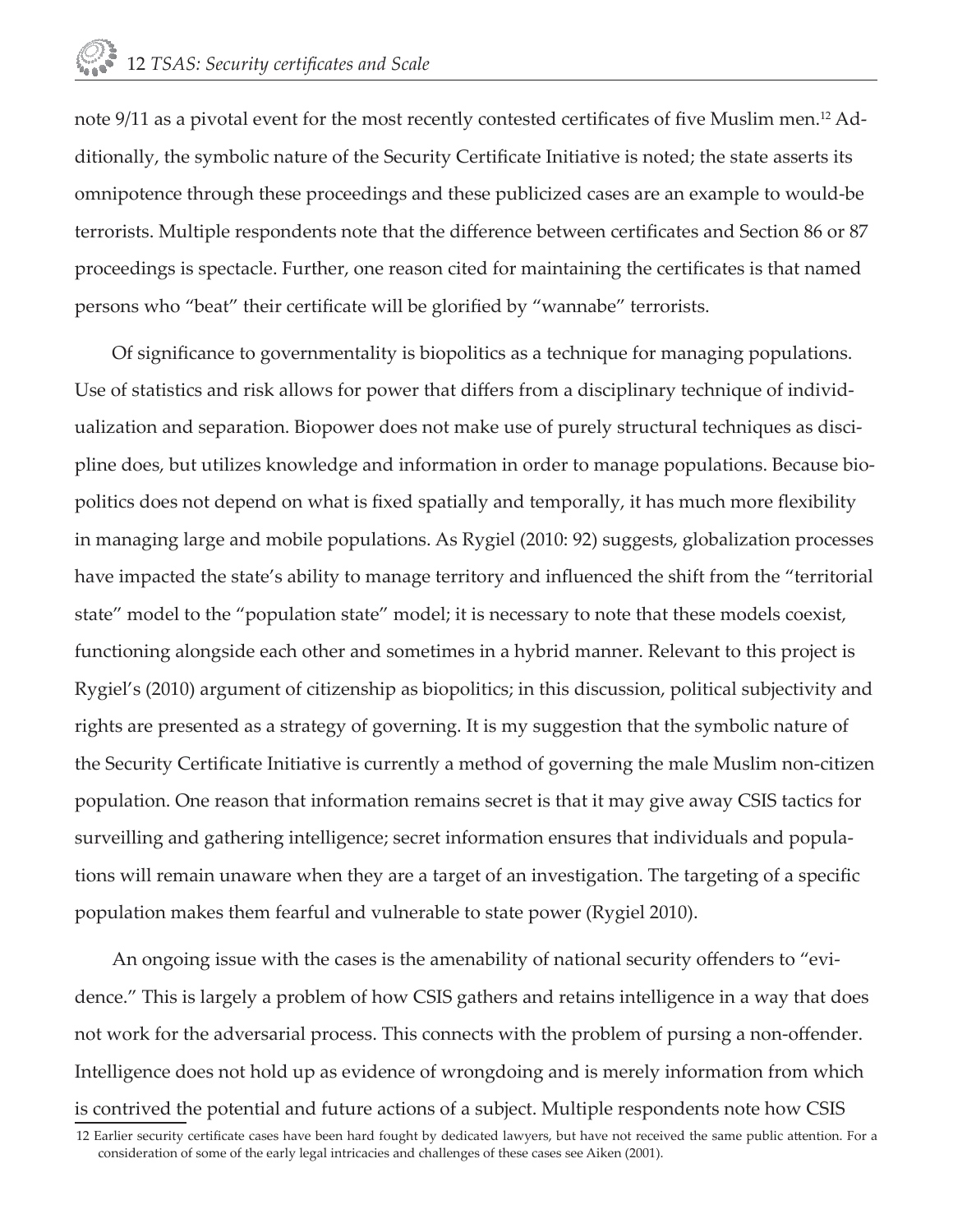note 9/11 as a pivotal event for the most recently contested certificates of five Muslim men.[12] Additionally, the symbolic nature of the Security Certificate Initiative is noted; the state asserts its omnipotence through these proceedings and these publicized cases are an example to would-be terrorists. Multiple respondents note that the difference between certificates and Section 86 or 87 proceedings is spectacle. Further, one reason cited for maintaining the certificates is that named persons who "beat" their certificate will be glorified by "wannabe" terrorists.

Of significance to governmentality is biopolitics as a technique for managing populations. Use of statistics and risk allows for power that differs from a disciplinary technique of individualization and separation. Biopower does not make use of purely structural techniques as discipline does, but utilizes knowledge and information in order to manage populations. Because biopolitics does not depend on what is fixed spatially and temporally, it has much more flexibility in managing large and mobile populations. As Rygiel (2010: 92) suggests, globalization processes have impacted the state's ability to manage territory and influenced the shift from the "territorial state" model to the "population state" model; it is necessary to note that these models coexist, functioning alongside each other and sometimes in a hybrid manner. Relevant to this project is Rygiel's (2010) argument of citizenship as biopolitics; in this discussion, political subjectivity and rights are presented as a strategy of governing. It is my suggestion that the symbolic nature of the Security Certificate Initiative is currently a method of governing the male Muslim non-citizen population. One reason that information remains secret is that it may give away CSIS tactics for surveilling and gathering intelligence; secret information ensures that individuals and populations will remain unaware when they are a target of an investigation. The targeting of a specific population makes them fearful and vulnerable to state power (Rygiel 2010).

An ongoing issue with the cases is the amenability of national security offenders to "evidence." This is largely a problem of how CSIS gathers and retains intelligence in a way that does not work for the adversarial process. This connects with the problem of pursing a non-offender. Intelligence does not hold up as evidence of wrongdoing and is merely information from which is contrived the potential and future actions of a subject. Multiple respondents note how CSIS

[12] Earlier security certificate cases have been hard fought by dedicated lawyers, but have not received the same public attention. For a consideration of some of the early legal intricacies and challenges of these cases see Aiken (2001).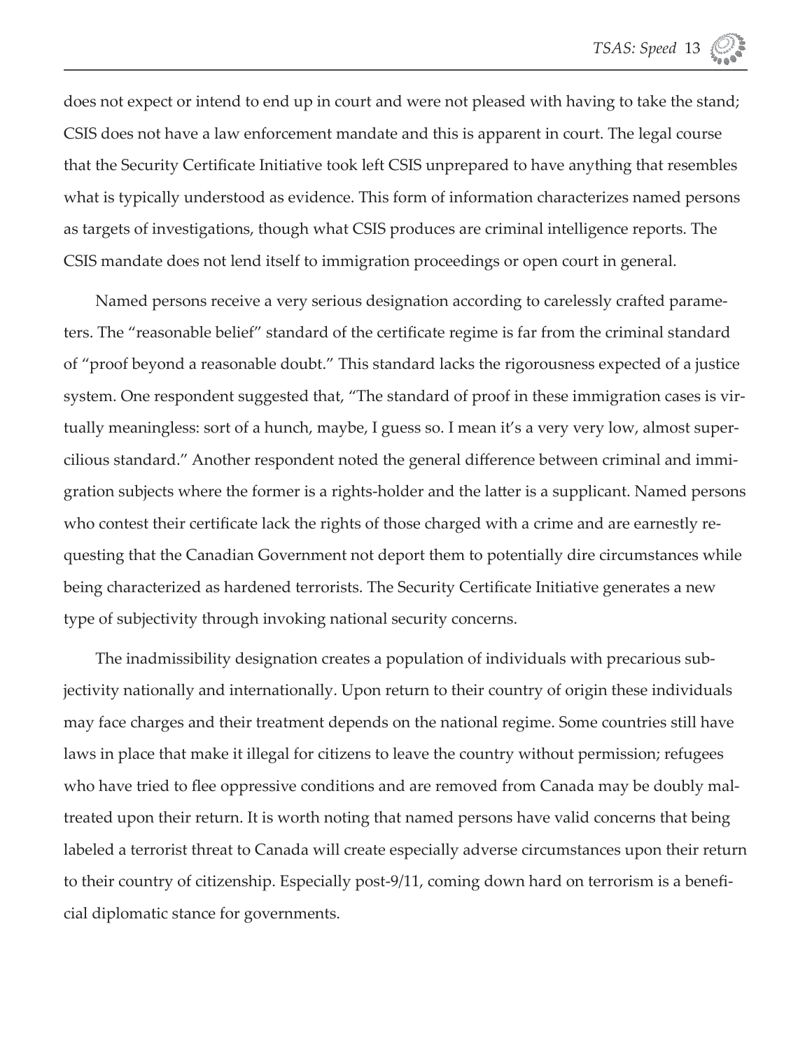does not expect or intend to end up in court and were not pleased with having to take the stand; CSIS does not have a law enforcement mandate and this is apparent in court. The legal course that the Security Certificate Initiative took left CSIS unprepared to have anything that resembles what is typically understood as evidence. This form of information characterizes named persons as targets of investigations, though what CSIS produces are criminal intelligence reports. The CSIS mandate does not lend itself to immigration proceedings or open court in general.

Named persons receive a very serious designation according to carelessly crafted parameters. The "reasonable belief" standard of the certificate regime is far from the criminal standard of "proof beyond a reasonable doubt." This standard lacks the rigorousness expected of a justice system. One respondent suggested that, "The standard of proof in these immigration cases is virtually meaningless: sort of a hunch, maybe, I guess so. I mean it's a very very low, almost supercilious standard." Another respondent noted the general difference between criminal and immigration subjects where the former is a rights-holder and the latter is a supplicant. Named persons who contest their certificate lack the rights of those charged with a crime and are earnestly requesting that the Canadian Government not deport them to potentially dire circumstances while being characterized as hardened terrorists. The Security Certificate Initiative generates a new type of subjectivity through invoking national security concerns.

The inadmissibility designation creates a population of individuals with precarious subjectivity nationally and internationally. Upon return to their country of origin these individuals may face charges and their treatment depends on the national regime. Some countries still have laws in place that make it illegal for citizens to leave the country without permission; refugees who have tried to flee oppressive conditions and are removed from Canada may be doubly maltreated upon their return. It is worth noting that named persons have valid concerns that being labeled a terrorist threat to Canada will create especially adverse circumstances upon their return to their country of citizenship. Especially post-9/11, coming down hard on terrorism is a beneficial diplomatic stance for governments.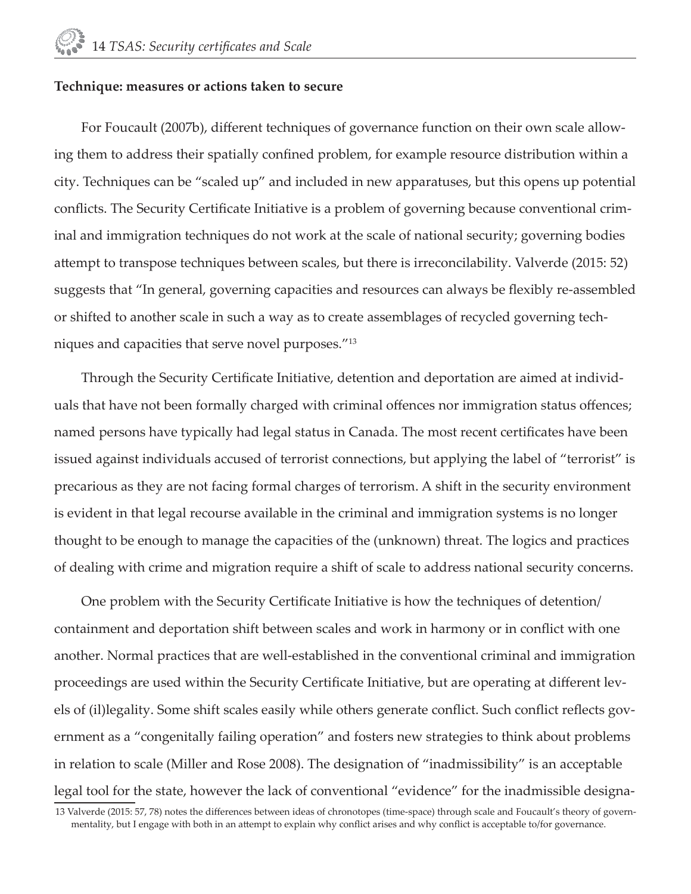**Technique: measures or actions taken to secure**

For Foucault (2007b), different techniques of governance function on their own scale allowing them to address their spatially confined problem, for example resource distribution within a city. Techniques can be "scaled up" and included in new apparatuses, but this opens up potential conflicts. The Security Certificate Initiative is a problem of governing because conventional criminal and immigration techniques do not work at the scale of national security; governing bodies attempt to transpose techniques between scales, but there is irreconcilability. Valverde (2015: 52) suggests that "In general, governing capacities and resources can always be flexibly re-assembled or shifted to another scale in such a way as to create assemblages of recycled governing techniques and capacities that serve novel purposes."[13]

Through the Security Certificate Initiative, detention and deportation are aimed at individuals that have not been formally charged with criminal offences nor immigration status offences; named persons have typically had legal status in Canada. The most recent certificates have been issued against individuals accused of terrorist connections, but applying the label of "terrorist" is precarious as they are not facing formal charges of terrorism. A shift in the security environment is evident in that legal recourse available in the criminal and immigration systems is no longer thought to be enough to manage the capacities of the (unknown) threat. The logics and practices of dealing with crime and migration require a shift of scale to address national security concerns.

One problem with the Security Certificate Initiative is how the techniques of detention/containment and deportation shift between scales and work in harmony or in conflict with one another. Normal practices that are well-established in the conventional criminal and immigration proceedings are used within the Security Certificate Initiative, but are operating at different levels of (il)legality. Some shift scales easily while others generate conflict. Such conflict reflects government as a "congenitally failing operation" and fosters new strategies to think about problems in relation to scale (Miller and Rose 2008). The designation of "inadmissibility" is an acceptable legal tool for the state, however the lack of conventional "evidence" for the inadmissible designa-

13 Valverde (2015: 57, 78) notes the differences between ideas of chronotopes (time-space) through scale and Foucault's theory of governmentality, but I engage with both in an attempt to explain why conflict arises and why conflict is acceptable to/for governance.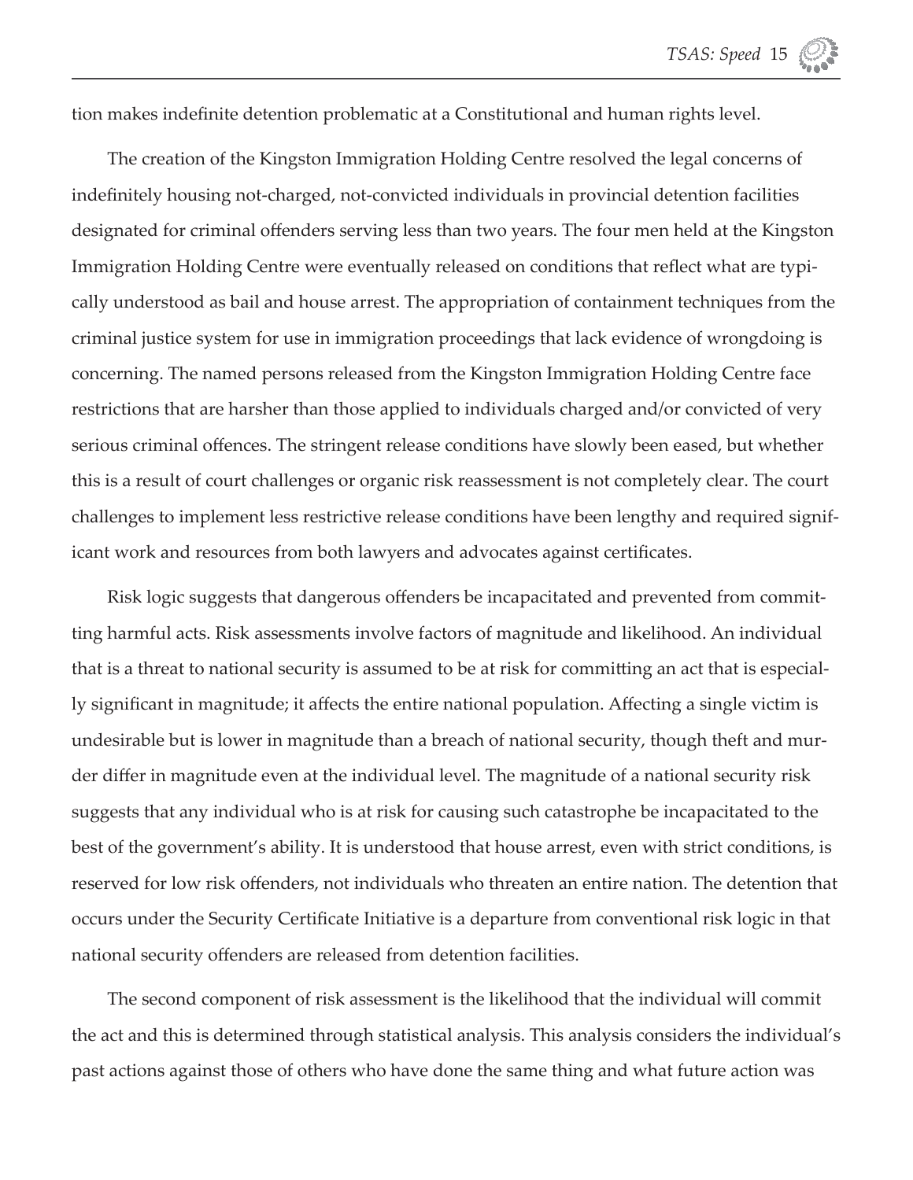tion makes indefinite detention problematic at a Constitutional and human rights level.

The creation of the Kingston Immigration Holding Centre resolved the legal concerns of indefinitely housing not-charged, not-convicted individuals in provincial detention facilities designated for criminal offenders serving less than two years. The four men held at the Kingston Immigration Holding Centre were eventually released on conditions that reflect what are typically understood as bail and house arrest. The appropriation of containment techniques from the criminal justice system for use in immigration proceedings that lack evidence of wrongdoing is concerning. The named persons released from the Kingston Immigration Holding Centre face restrictions that are harsher than those applied to individuals charged and/or convicted of very serious criminal offences. The stringent release conditions have slowly been eased, but whether this is a result of court challenges or organic risk reassessment is not completely clear. The court challenges to implement less restrictive release conditions have been lengthy and required significant work and resources from both lawyers and advocates against certificates.

Risk logic suggests that dangerous offenders be incapacitated and prevented from committing harmful acts. Risk assessments involve factors of magnitude and likelihood. An individual that is a threat to national security is assumed to be at risk for committing an act that is especially significant in magnitude; it affects the entire national population. Affecting a single victim is undesirable but is lower in magnitude than a breach of national security, though theft and murder differ in magnitude even at the individual level. The magnitude of a national security risk suggests that any individual who is at risk for causing such catastrophe be incapacitated to the best of the government's ability. It is understood that house arrest, even with strict conditions, is reserved for low risk offenders, not individuals who threaten an entire nation. The detention that occurs under the Security Certificate Initiative is a departure from conventional risk logic in that national security offenders are released from detention facilities.

The second component of risk assessment is the likelihood that the individual will commit the act and this is determined through statistical analysis. This analysis considers the individual's past actions against those of others who have done the same thing and what future action was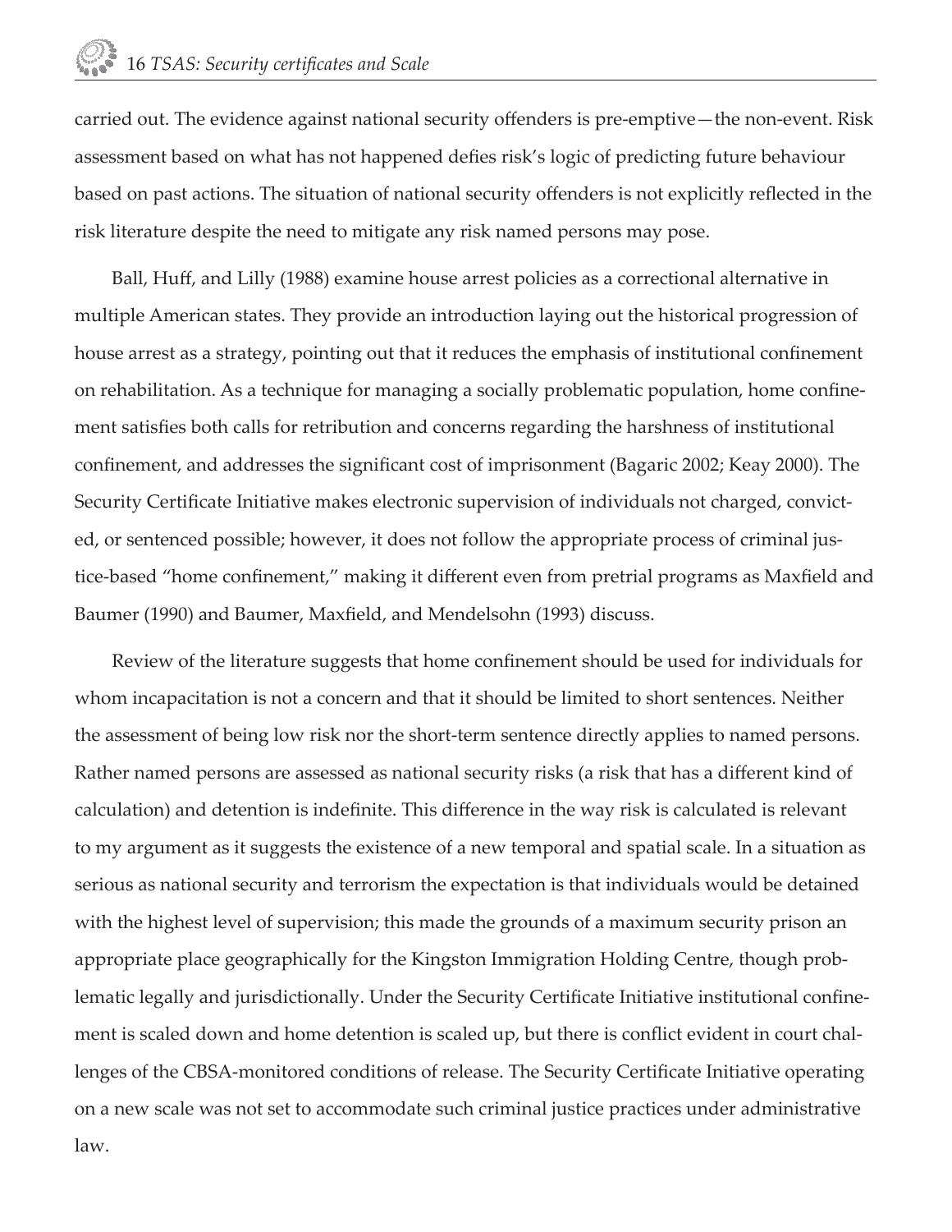carried out. The evidence against national security offenders is pre-emptive—the non-event. Risk assessment based on what has not happened defies risk's logic of predicting future behaviour based on past actions. The situation of national security offenders is not explicitly reflected in the risk literature despite the need to mitigate any risk named persons may pose.

Ball, Huff, and Lilly (1988) examine house arrest policies as a correctional alternative in multiple American states. They provide an introduction laying out the historical progression of house arrest as a strategy, pointing out that it reduces the emphasis of institutional confinement on rehabilitation. As a technique for managing a socially problematic population, home confinement satisfies both calls for retribution and concerns regarding the harshness of institutional confinement, and addresses the significant cost of imprisonment (Bagaric 2002; Keay 2000). The Security Certificate Initiative makes electronic supervision of individuals not charged, convicted, or sentenced possible; however, it does not follow the appropriate process of criminal justice-based "home confinement," making it different even from pretrial programs as Maxfield and Baumer (1990) and Baumer, Maxfield, and Mendelsohn (1993) discuss.

Review of the literature suggests that home confinement should be used for individuals for whom incapacitation is not a concern and that it should be limited to short sentences. Neither the assessment of being low risk nor the short-term sentence directly applies to named persons. Rather named persons are assessed as national security risks (a risk that has a different kind of calculation) and detention is indefinite. This difference in the way risk is calculated is relevant to my argument as it suggests the existence of a new temporal and spatial scale. In a situation as serious as national security and terrorism the expectation is that individuals would be detained with the highest level of supervision; this made the grounds of a maximum security prison an appropriate place geographically for the Kingston Immigration Holding Centre, though problematic legally and jurisdictionally. Under the Security Certificate Initiative institutional confinement is scaled down and home detention is scaled up, but there is conflict evident in court challenges of the CBSA-monitored conditions of release. The Security Certificate Initiative operating on a new scale was not set to accommodate such criminal justice practices under administrative law.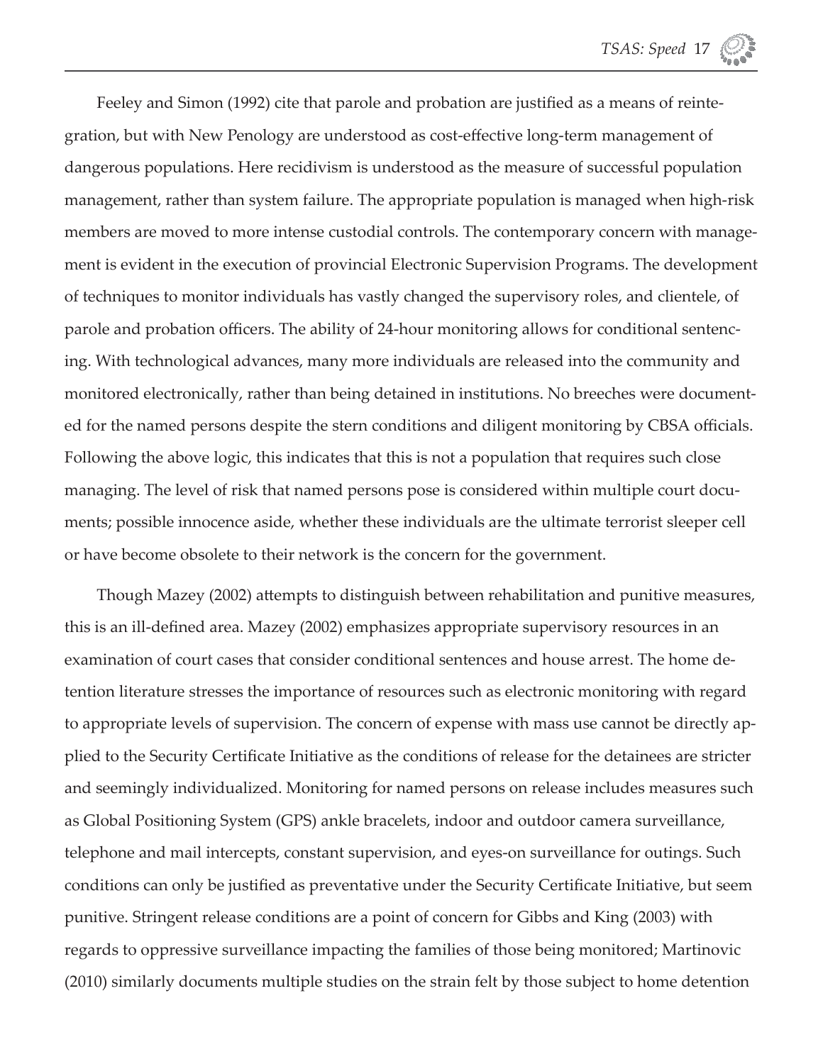Feeley and Simon (1992) cite that parole and probation are justified as a means of reintegration, but with New Penology are understood as cost-effective long-term management of dangerous populations. Here recidivism is understood as the measure of successful population management, rather than system failure. The appropriate population is managed when high-risk members are moved to more intense custodial controls. The contemporary concern with management is evident in the execution of provincial Electronic Supervision Programs. The development of techniques to monitor individuals has vastly changed the supervisory roles, and clientele, of parole and probation officers. The ability of 24-hour monitoring allows for conditional sentencing. With technological advances, many more individuals are released into the community and monitored electronically, rather than being detained in institutions. No breeches were documented for the named persons despite the stern conditions and diligent monitoring by CBSA officials. Following the above logic, this indicates that this is not a population that requires such close managing. The level of risk that named persons pose is considered within multiple court documents; possible innocence aside, whether these individuals are the ultimate terrorist sleeper cell or have become obsolete to their network is the concern for the government.

Though Mazey (2002) attempts to distinguish between rehabilitation and punitive measures, this is an ill-defined area. Mazey (2002) emphasizes appropriate supervisory resources in an examination of court cases that consider conditional sentences and house arrest. The home detention literature stresses the importance of resources such as electronic monitoring with regard to appropriate levels of supervision. The concern of expense with mass use cannot be directly applied to the Security Certificate Initiative as the conditions of release for the detainees are stricter and seemingly individualized. Monitoring for named persons on release includes measures such as Global Positioning System (GPS) ankle bracelets, indoor and outdoor camera surveillance, telephone and mail intercepts, constant supervision, and eyes-on surveillance for outings. Such conditions can only be justified as preventative under the Security Certificate Initiative, but seem punitive. Stringent release conditions are a point of concern for Gibbs and King (2003) with regards to oppressive surveillance impacting the families of those being monitored; Martinovic (2010) similarly documents multiple studies on the strain felt by those subject to home detention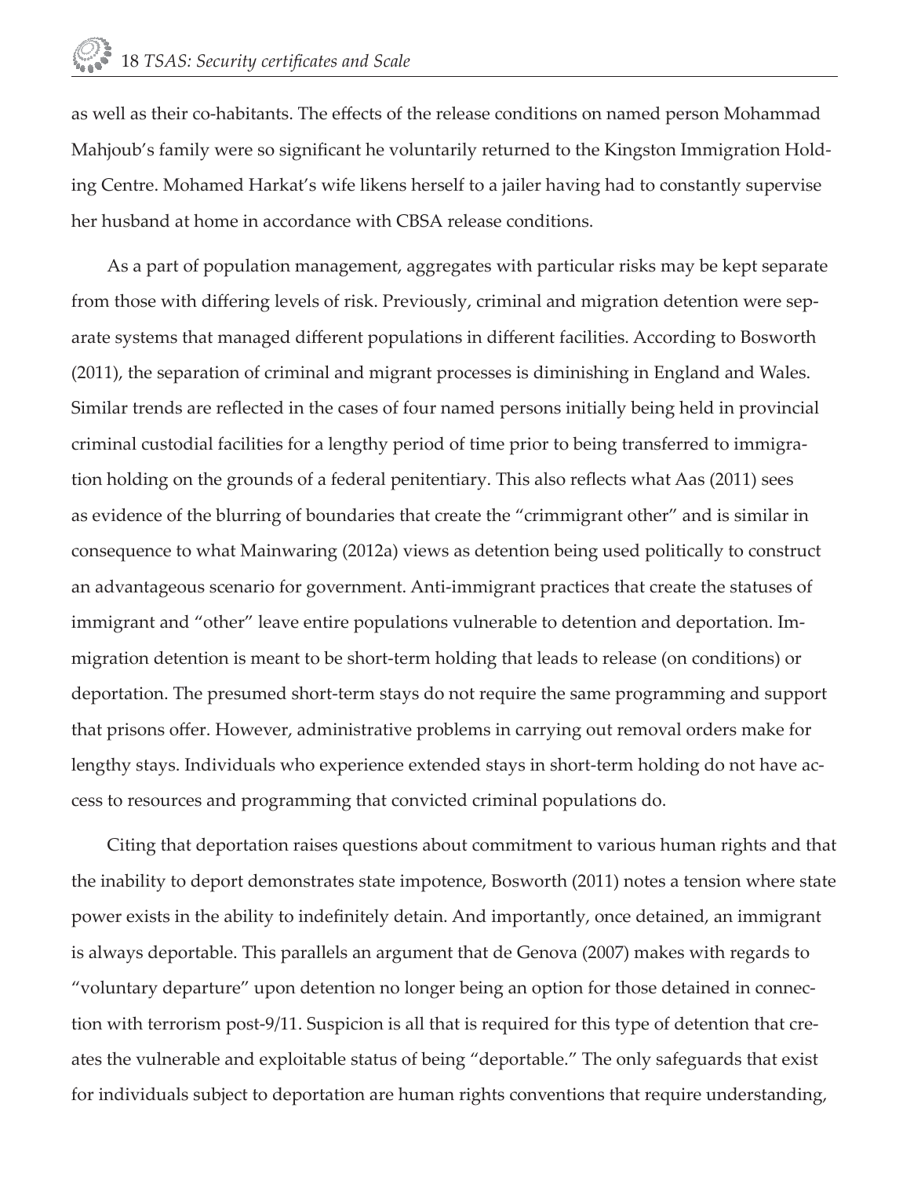as well as their co-habitants. The effects of the release conditions on named person Mohammad Mahjoub's family were so significant he voluntarily returned to the Kingston Immigration Holding Centre. Mohamed Harkat's wife likens herself to a jailer having had to constantly supervise her husband at home in accordance with CBSA release conditions.

As a part of population management, aggregates with particular risks may be kept separate from those with differing levels of risk. Previously, criminal and migration detention were separate systems that managed different populations in different facilities. According to Bosworth (2011), the separation of criminal and migrant processes is diminishing in England and Wales. Similar trends are reflected in the cases of four named persons initially being held in provincial criminal custodial facilities for a lengthy period of time prior to being transferred to immigration holding on the grounds of a federal penitentiary. This also reflects what Aas (2011) sees as evidence of the blurring of boundaries that create the "crimmigrant other" and is similar in consequence to what Mainwaring (2012a) views as detention being used politically to construct an advantageous scenario for government. Anti-immigrant practices that create the statuses of immigrant and "other" leave entire populations vulnerable to detention and deportation. Immigration detention is meant to be short-term holding that leads to release (on conditions) or deportation. The presumed short-term stays do not require the same programming and support that prisons offer. However, administrative problems in carrying out removal orders make for lengthy stays. Individuals who experience extended stays in short-term holding do not have access to resources and programming that convicted criminal populations do.

Citing that deportation raises questions about commitment to various human rights and that the inability to deport demonstrates state impotence, Bosworth (2011) notes a tension where state power exists in the ability to indefinitely detain. And importantly, once detained, an immigrant is always deportable. This parallels an argument that de Genova (2007) makes with regards to "voluntary departure" upon detention no longer being an option for those detained in connection with terrorism post-9/11. Suspicion is all that is required for this type of detention that creates the vulnerable and exploitable status of being "deportable." The only safeguards that exist for individuals subject to deportation are human rights conventions that require understanding,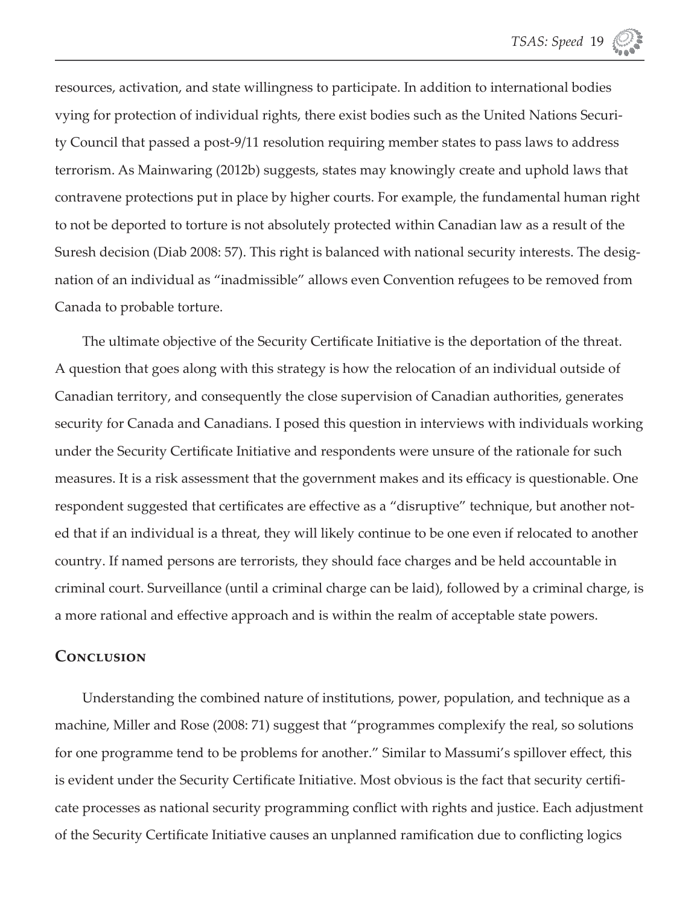resources, activation, and state willingness to participate. In addition to international bodies vying for protection of individual rights, there exist bodies such as the United Nations Security Council that passed a post-9/11 resolution requiring member states to pass laws to address terrorism. As Mainwaring (2012b) suggests, states may knowingly create and uphold laws that contravene protections put in place by higher courts. For example, the fundamental human right to not be deported to torture is not absolutely protected within Canadian law as a result of the Suresh decision (Diab 2008: 57). This right is balanced with national security interests. The designation of an individual as "inadmissible" allows even Convention refugees to be removed from Canada to probable torture.

The ultimate objective of the Security Certificate Initiative is the deportation of the threat. A question that goes along with this strategy is how the relocation of an individual outside of Canadian territory, and consequently the close supervision of Canadian authorities, generates security for Canada and Canadians. I posed this question in interviews with individuals working under the Security Certificate Initiative and respondents were unsure of the rationale for such measures. It is a risk assessment that the government makes and its efficacy is questionable. One respondent suggested that certificates are effective as a "disruptive" technique, but another noted that if an individual is a threat, they will likely continue to be one even if relocated to another country. If named persons are terrorists, they should face charges and be held accountable in criminal court. Surveillance (until a criminal charge can be laid), followed by a criminal charge, is a more rational and effective approach and is within the realm of acceptable state powers.

## Conclusion

Understanding the combined nature of institutions, power, population, and technique as a machine, Miller and Rose (2008: 71) suggest that "programmes complexify the real, so solutions for one programme tend to be problems for another." Similar to Massumi's spillover effect, this is evident under the Security Certificate Initiative. Most obvious is the fact that security certificate processes as national security programming conflict with rights and justice. Each adjustment of the Security Certificate Initiative causes an unplanned ramification due to conflicting logics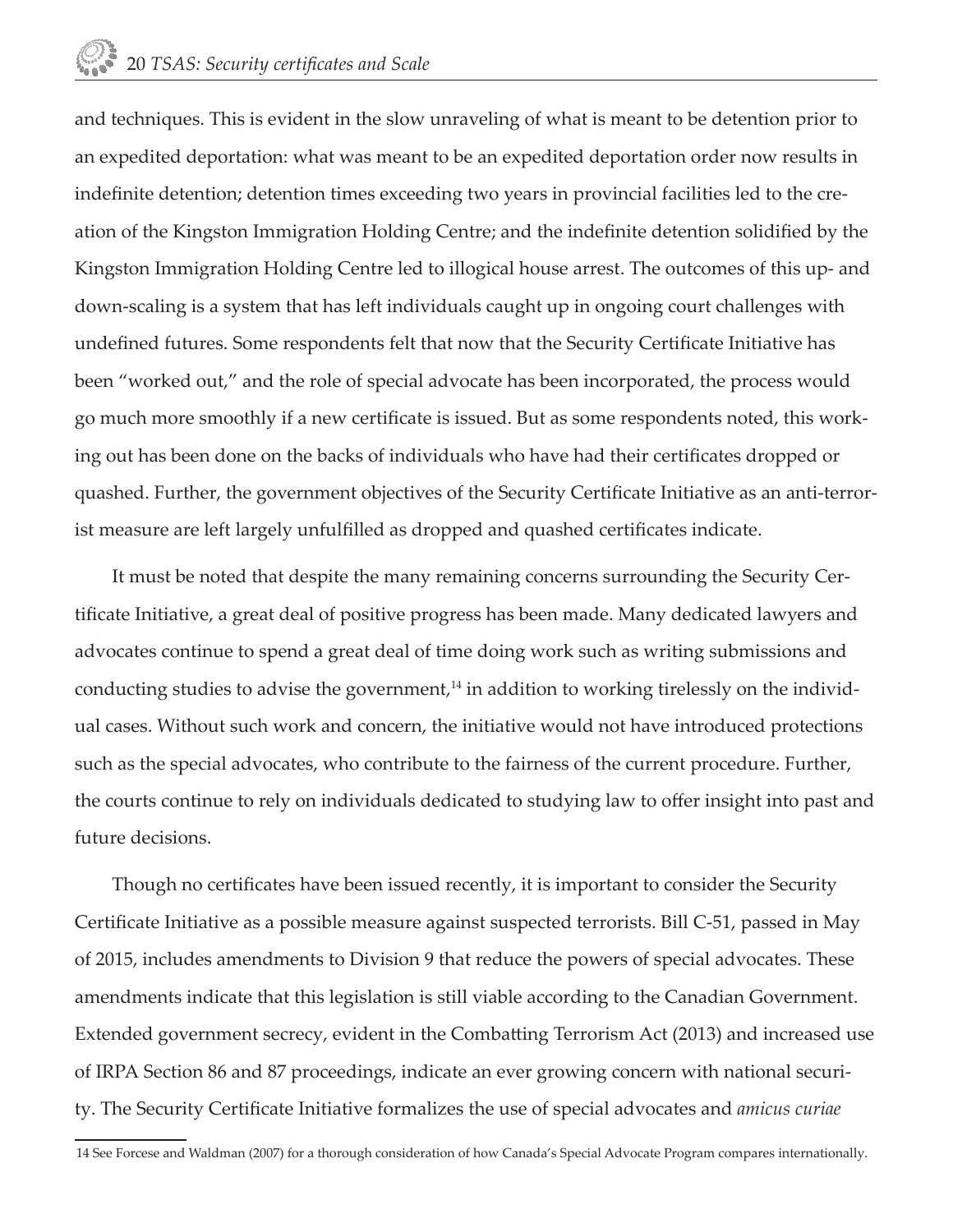and techniques. This is evident in the slow unraveling of what is meant to be detention prior to an expedited deportation: what was meant to be an expedited deportation order now results in indefinite detention; detention times exceeding two years in provincial facilities led to the creation of the Kingston Immigration Holding Centre; and the indefinite detention solidified by the Kingston Immigration Holding Centre led to illogical house arrest. The outcomes of this up- and down-scaling is a system that has left individuals caught up in ongoing court challenges with undefined futures. Some respondents felt that now that the Security Certificate Initiative has been "worked out," and the role of special advocate has been incorporated, the process would go much more smoothly if a new certificate is issued. But as some respondents noted, this working out has been done on the backs of individuals who have had their certificates dropped or quashed. Further, the government objectives of the Security Certificate Initiative as an anti-terrorist measure are left largely unfulfilled as dropped and quashed certificates indicate.

It must be noted that despite the many remaining concerns surrounding the Security Certificate Initiative, a great deal of positive progress has been made. Many dedicated lawyers and advocates continue to spend a great deal of time doing work such as writing submissions and conducting studies to advise the government,[14] in addition to working tirelessly on the individual cases. Without such work and concern, the initiative would not have introduced protections such as the special advocates, who contribute to the fairness of the current procedure. Further, the courts continue to rely on individuals dedicated to studying law to offer insight into past and future decisions.

Though no certificates have been issued recently, it is important to consider the Security Certificate Initiative as a possible measure against suspected terrorists. Bill C-51, passed in May of 2015, includes amendments to Division 9 that reduce the powers of special advocates. These amendments indicate that this legislation is still viable according to the Canadian Government. Extended government secrecy, evident in the Combatting Terrorism Act (2013) and increased use of IRPA Section 86 and 87 proceedings, indicate an ever growing concern with national security. The Security Certificate Initiative formalizes the use of special advocates and *amicus curiae*

14 See Forcese and Waldman (2007) for a thorough consideration of how Canada's Special Advocate Program compares internationally.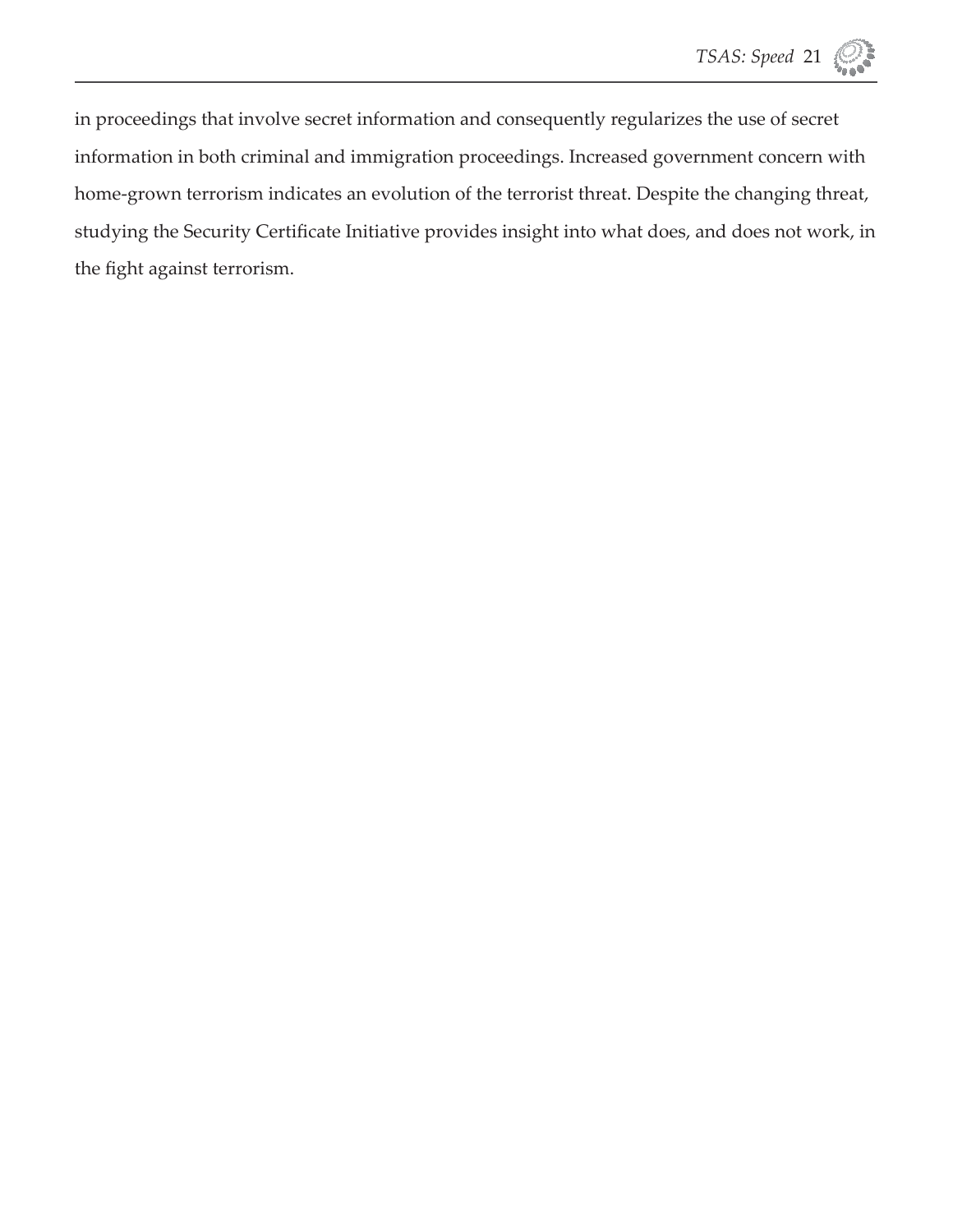in proceedings that involve secret information and consequently regularizes the use of secret information in both criminal and immigration proceedings. Increased government concern with home-grown terrorism indicates an evolution of the terrorist threat. Despite the changing threat, studying the Security Certificate Initiative provides insight into what does, and does not work, in the fight against terrorism.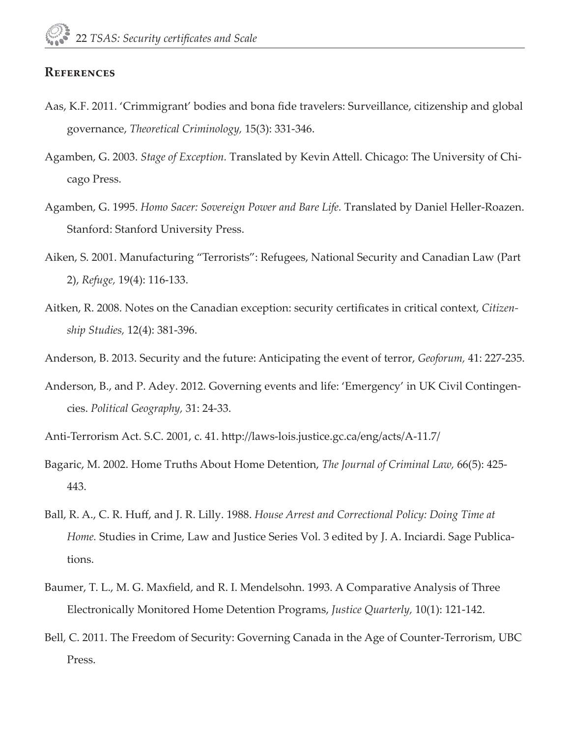## References

Aas, K.F. 2011. 'Crimmigrant' bodies and bona fide travelers: Surveillance, citizenship and global governance, *Theoretical Criminology,* 15(3): 331-346.

Agamben, G. 2003. *Stage of Exception.* Translated by Kevin Attell. Chicago: The University of Chicago Press.

Agamben, G. 1995. *Homo Sacer: Sovereign Power and Bare Life.* Translated by Daniel Heller-Roazen. Stanford: Stanford University Press.

Aiken, S. 2001. Manufacturing "Terrorists": Refugees, National Security and Canadian Law (Part 2), *Refuge,* 19(4): 116-133.

Aitken, R. 2008. Notes on the Canadian exception: security certificates in critical context, *Citizenship Studies,* 12(4): 381-396.

Anderson, B. 2013. Security and the future: Anticipating the event of terror, *Geoforum,* 41: 227-235.

Anderson, B., and P. Adey. 2012. Governing events and life: 'Emergency' in UK Civil Contingencies. *Political Geography,* 31: 24-33.

Anti-Terrorism Act. S.C. 2001, c. 41. http://laws-lois.justice.gc.ca/eng/acts/A-11.7/

Bagaric, M. 2002. Home Truths About Home Detention, *The Journal of Criminal Law,* 66(5): 425-443.

Ball, R. A., C. R. Huff, and J. R. Lilly. 1988. *House Arrest and Correctional Policy: Doing Time at Home.* Studies in Crime, Law and Justice Series Vol. 3 edited by J. A. Inciardi. Sage Publications.

Baumer, T. L., M. G. Maxfield, and R. I. Mendelsohn. 1993. A Comparative Analysis of Three Electronically Monitored Home Detention Programs, *Justice Quarterly,* 10(1): 121-142.

Bell, C. 2011. The Freedom of Security: Governing Canada in the Age of Counter-Terrorism, UBC Press.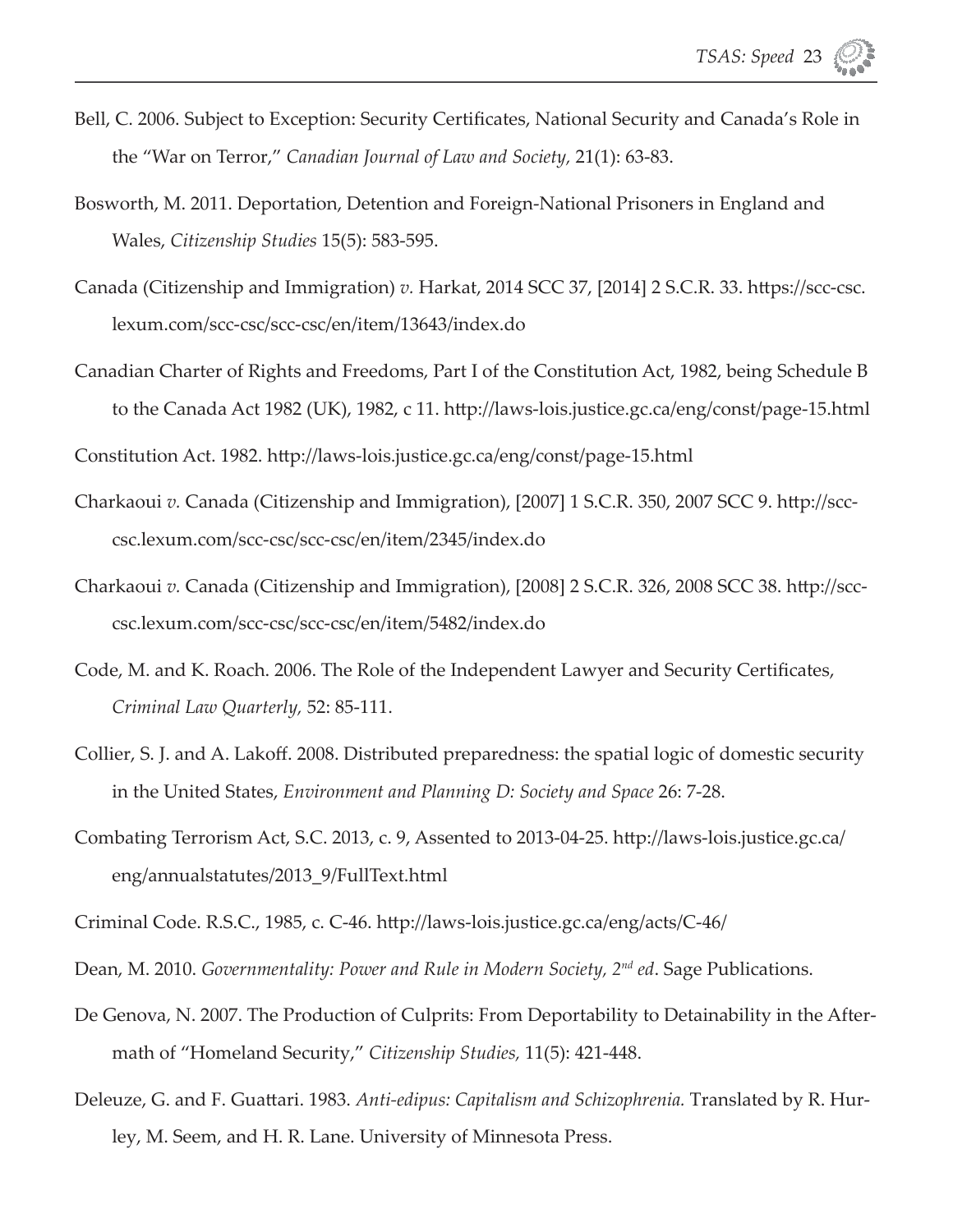Bell, C. 2006. Subject to Exception: Security Certificates, National Security and Canada's Role in the "War on Terror," *Canadian Journal of Law and Society*, 21(1): 63-83.

Bosworth, M. 2011. Deportation, Detention and Foreign-National Prisoners in England and Wales, *Citizenship Studies* 15(5): 583-595.

Canada (Citizenship and Immigration) *v.* Harkat, 2014 SCC 37, [2014] 2 S.C.R. 33. https://scc-csc.lexum.com/scc-csc/scc-csc/en/item/13643/index.do

Canadian Charter of Rights and Freedoms, Part I of the Constitution Act, 1982, being Schedule B to the Canada Act 1982 (UK), 1982, c 11. http://laws-lois.justice.gc.ca/eng/const/page-15.html

Constitution Act. 1982. http://laws-lois.justice.gc.ca/eng/const/page-15.html

Charkaoui *v.* Canada (Citizenship and Immigration), [2007] 1 S.C.R. 350, 2007 SCC 9. http://scc-csc.lexum.com/scc-csc/scc-csc/en/item/2345/index.do

Charkaoui *v.* Canada (Citizenship and Immigration), [2008] 2 S.C.R. 326, 2008 SCC 38. http://scc-csc.lexum.com/scc-csc/scc-csc/en/item/5482/index.do

Code, M. and K. Roach. 2006. The Role of the Independent Lawyer and Security Certificates, *Criminal Law Quarterly*, 52: 85-111.

Collier, S. J. and A. Lakoff. 2008. Distributed preparedness: the spatial logic of domestic security in the United States, *Environment and Planning D: Society and Space* 26: 7-28.

Combating Terrorism Act, S.C. 2013, c. 9, Assented to 2013-04-25. http://laws-lois.justice.gc.ca/eng/annualstatutes/2013_9/FullText.html

Criminal Code. R.S.C., 1985, c. C-46. http://laws-lois.justice.gc.ca/eng/acts/C-46/

Dean, M. 2010. *Governmentality: Power and Rule in Modern Society, 2nd ed*. Sage Publications.

De Genova, N. 2007. The Production of Culprits: From Deportability to Detainability in the Aftermath of "Homeland Security," *Citizenship Studies,* 11(5): 421-448.

Deleuze, G. and F. Guattari. 1983. *Anti-edipus: Capitalism and Schizophrenia.* Translated by R. Hurley, M. Seem, and H. R. Lane. University of Minnesota Press.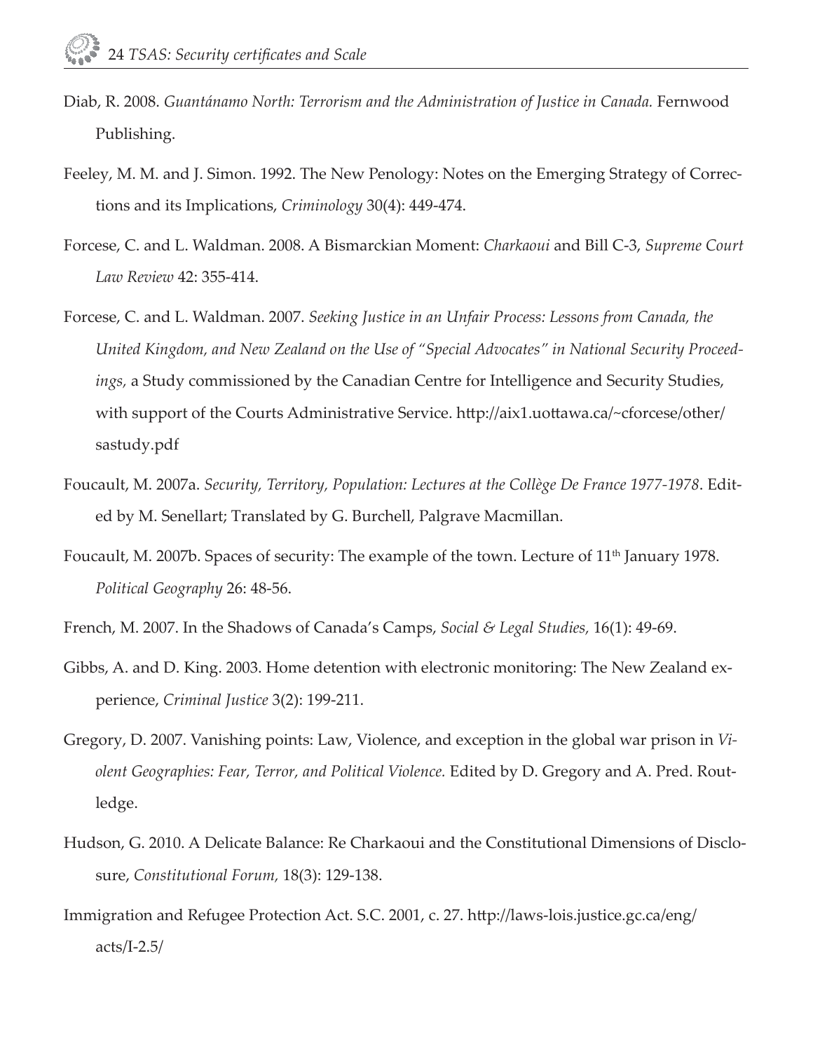Diab, R. 2008. *Guantánamo North: Terrorism and the Administration of Justice in Canada.* Fernwood Publishing.

Feeley, M. M. and J. Simon. 1992. The New Penology: Notes on the Emerging Strategy of Corrections and its Implications, *Criminology* 30(4): 449-474.

Forcese, C. and L. Waldman. 2008. A Bismarckian Moment: *Charkaoui* and Bill C-3, *Supreme Court Law Review* 42: 355-414.

Forcese, C. and L. Waldman. 2007. *Seeking Justice in an Unfair Process: Lessons from Canada, the United Kingdom, and New Zealand on the Use of "Special Advocates" in National Security Proceedings,* a Study commissioned by the Canadian Centre for Intelligence and Security Studies, with support of the Courts Administrative Service. http://aix1.uottawa.ca/~cforcese/other/sastudy.pdf

Foucault, M. 2007a. *Security, Territory, Population: Lectures at the Collège De France 1977-1978*. Edited by M. Senellart; Translated by G. Burchell, Palgrave Macmillan.

Foucault, M. 2007b. Spaces of security: The example of the town. Lecture of 11th January 1978. *Political Geography* 26: 48-56.

French, M. 2007. In the Shadows of Canada's Camps, *Social & Legal Studies,* 16(1): 49-69.

Gibbs, A. and D. King. 2003. Home detention with electronic monitoring: The New Zealand experience, *Criminal Justice* 3(2): 199-211.

Gregory, D. 2007. Vanishing points: Law, Violence, and exception in the global war prison in *Violent Geographies: Fear, Terror, and Political Violence.* Edited by D. Gregory and A. Pred. Routledge.

Hudson, G. 2010. A Delicate Balance: Re Charkaoui and the Constitutional Dimensions of Disclosure, *Constitutional Forum,* 18(3): 129-138.

Immigration and Refugee Protection Act. S.C. 2001, c. 27. http://laws-lois.justice.gc.ca/eng/acts/I-2.5/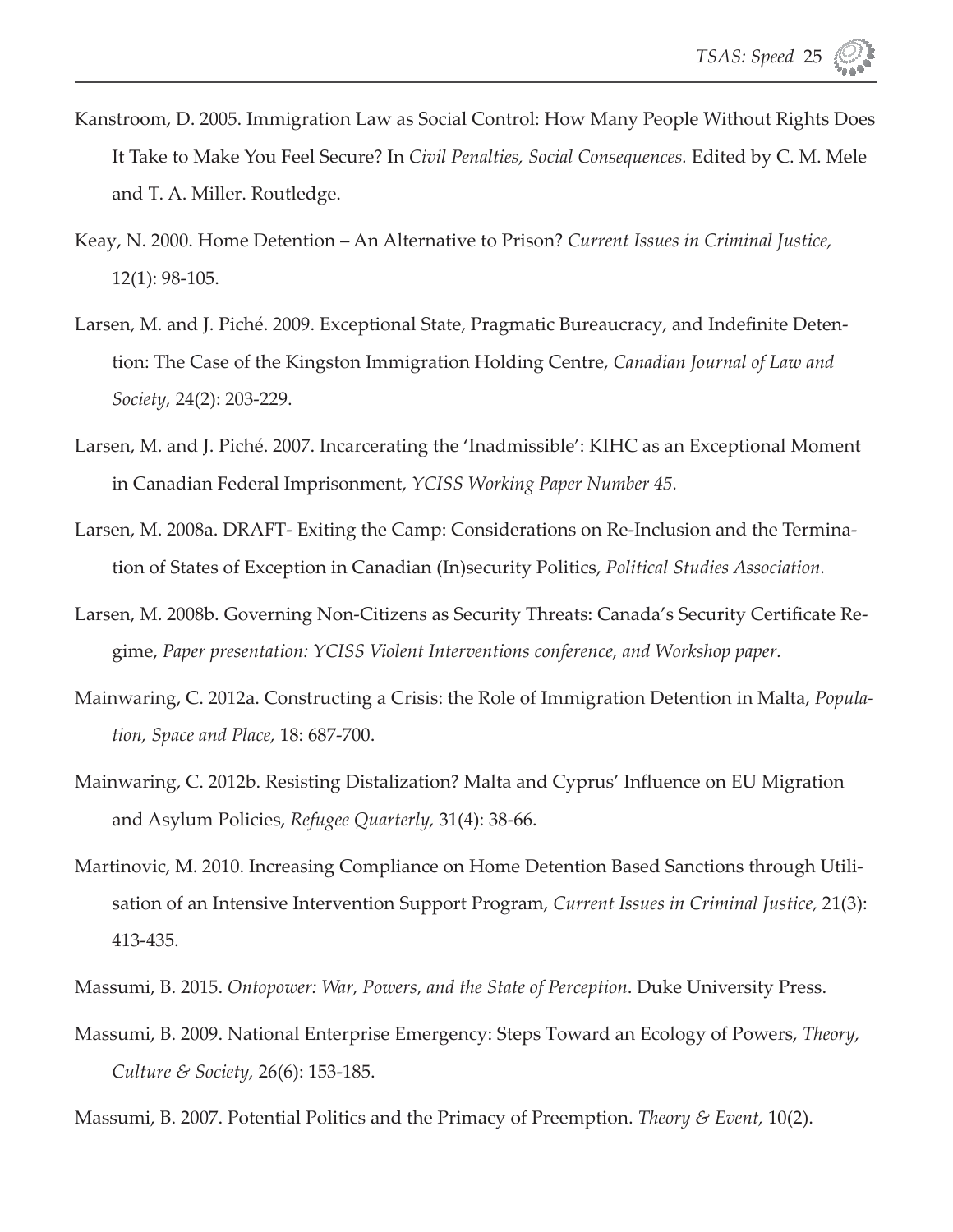Kanstroom, D. 2005. Immigration Law as Social Control: How Many People Without Rights Does It Take to Make You Feel Secure? In *Civil Penalties, Social Consequences.* Edited by C. M. Mele and T. A. Miller. Routledge.

Keay, N. 2000. Home Detention – An Alternative to Prison? *Current Issues in Criminal Justice,* 12(1): 98-105.

Larsen, M. and J. Piché. 2009. Exceptional State, Pragmatic Bureaucracy, and Indefinite Detention: The Case of the Kingston Immigration Holding Centre, *Canadian Journal of Law and Society,* 24(2): 203-229.

Larsen, M. and J. Piché. 2007. Incarcerating the 'Inadmissible': KIHC as an Exceptional Moment in Canadian Federal Imprisonment, *YCISS Working Paper Number 45.*

Larsen, M. 2008a. DRAFT- Exiting the Camp: Considerations on Re-Inclusion and the Termination of States of Exception in Canadian (In)security Politics, *Political Studies Association.*

Larsen, M. 2008b. Governing Non-Citizens as Security Threats: Canada's Security Certificate Regime, *Paper presentation: YCISS Violent Interventions conference, and Workshop paper.*

Mainwaring, C. 2012a. Constructing a Crisis: the Role of Immigration Detention in Malta, *Population, Space and Place,* 18: 687-700.

Mainwaring, C. 2012b. Resisting Distalization? Malta and Cyprus' Influence on EU Migration and Asylum Policies, *Refugee Quarterly,* 31(4): 38-66.

Martinovic, M. 2010. Increasing Compliance on Home Detention Based Sanctions through Utilisation of an Intensive Intervention Support Program, *Current Issues in Criminal Justice,* 21(3): 413-435.

Massumi, B. 2015. *Ontopower: War, Powers, and the State of Perception*. Duke University Press.

Massumi, B. 2009. National Enterprise Emergency: Steps Toward an Ecology of Powers, *Theory, Culture & Society,* 26(6): 153-185.

Massumi, B. 2007. Potential Politics and the Primacy of Preemption. *Theory & Event,* 10(2).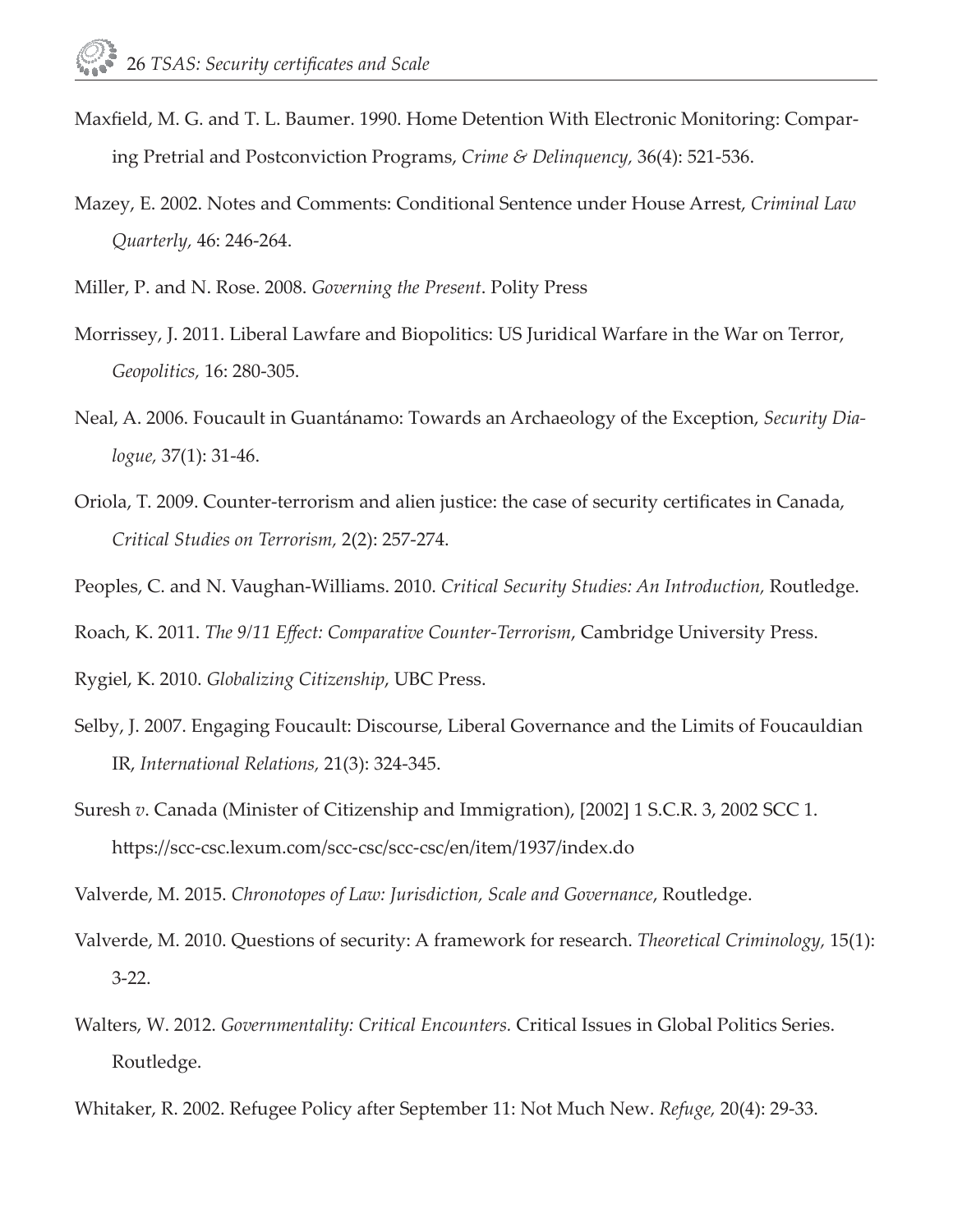Maxfield, M. G. and T. L. Baumer. 1990. Home Detention With Electronic Monitoring: Comparing Pretrial and Postconviction Programs, *Crime & Delinquency*, 36(4): 521-536.

Mazey, E. 2002. Notes and Comments: Conditional Sentence under House Arrest, *Criminal Law Quarterly*, 46: 246-264.

Miller, P. and N. Rose. 2008. *Governing the Present*. Polity Press

Morrissey, J. 2011. Liberal Lawfare and Biopolitics: US Juridical Warfare in the War on Terror, *Geopolitics*, 16: 280-305.

Neal, A. 2006. Foucault in Guantánamo: Towards an Archaeology of the Exception, *Security Dialogue*, 37(1): 31-46.

Oriola, T. 2009. Counter-terrorism and alien justice: the case of security certificates in Canada, *Critical Studies on Terrorism*, 2(2): 257-274.

Peoples, C. and N. Vaughan-Williams. 2010. *Critical Security Studies: An Introduction*, Routledge.

Roach, K. 2011. *The 9/11 Effect: Comparative Counter-Terrorism*, Cambridge University Press.

Rygiel, K. 2010. *Globalizing Citizenship*, UBC Press.

Selby, J. 2007. Engaging Foucault: Discourse, Liberal Governance and the Limits of Foucauldian IR, *International Relations*, 21(3): 324-345.

Suresh *v*. Canada (Minister of Citizenship and Immigration), [2002] 1 S.C.R. 3, 2002 SCC 1. https://scc-csc.lexum.com/scc-csc/scc-csc/en/item/1937/index.do

Valverde, M. 2015. *Chronotopes of Law: Jurisdiction, Scale and Governance*, Routledge.

Valverde, M. 2010. Questions of security: A framework for research. *Theoretical Criminology*, 15(1): 3-22.

Walters, W. 2012. *Governmentality: Critical Encounters.* Critical Issues in Global Politics Series. Routledge.

Whitaker, R. 2002. Refugee Policy after September 11: Not Much New. *Refuge*, 20(4): 29-33.